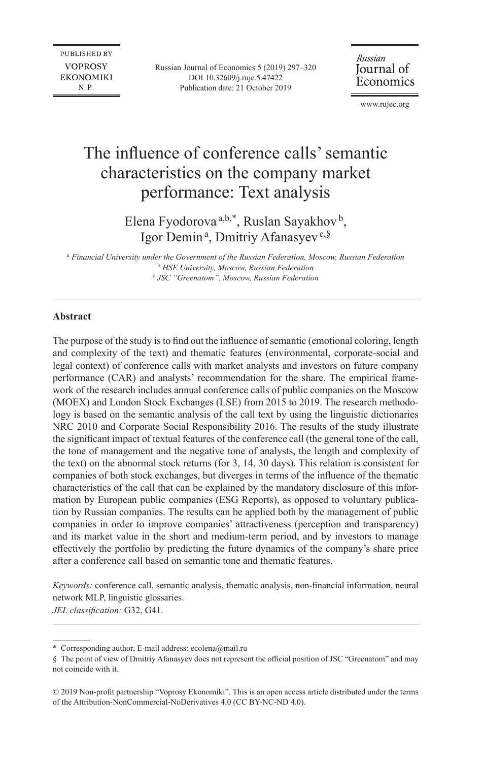PUBLISHED BY
VOPROSY EKONOMIKI N.P.

Russian Journal of Economics 5 (2019) 297–320
DOI 10.32609/j.ruje.5.47422
Publication date: 21 October 2019

*Russian* Journal of Economics

www.rujec.org

# The influence of conference calls' semantic characteristics on the company market performance: Text analysis

Elena Fyodorova[a,b,*], Ruslan Sayakhov[b], Igor Demin[a], Dmitriy Afanasyev[c,§]

[a] *Financial University under the Government of the Russian Federation, Moscow, Russian Federation*
[b] *HSE University, Moscow, Russian Federation*
[c] *JSC "Greenatom", Moscow, Russian Federation*

---

### Abstract

The purpose of the study is to find out the influence of semantic (emotional coloring, length and complexity of the text) and thematic features (environmental, corporate-social and legal context) of conference calls with market analysts and investors on future company performance (CAR) and analysts' recommendation for the share. The empirical framework of the research includes annual conference calls of public companies on the Moscow (MOEX) and London Stock Exchanges (LSE) from 2015 to 2019. The research methodology is based on the semantic analysis of the call text by using the linguistic dictionaries NRC 2010 and Corporate Social Responsibility 2016. The results of the study illustrate the significant impact of textual features of the conference call (the general tone of the call, the tone of management and the negative tone of analysts, the length and complexity of the text) on the abnormal stock returns (for 3, 14, 30 days). This relation is consistent for companies of both stock exchanges, but diverges in terms of the influence of the thematic characteristics of the call that can be explained by the mandatory disclosure of this information by European public companies (ESG Reports), as opposed to voluntary publication by Russian companies. The results can be applied both by the management of public companies in order to improve companies' attractiveness (perception and transparency) and its market value in the short and medium-term period, and by investors to manage effectively the portfolio by predicting the future dynamics of the company's share price after a conference call based on semantic tone and thematic features.

*Keywords:* conference call, semantic analysis, thematic analysis, non-financial information, neural network MLP, linguistic glossaries.
*JEL classification:* G32, G41.

---

\* Corresponding author, E-mail address: ecolena@mail.ru

§ The point of view of Dmitriy Afanasyev does not represent the official position of JSC "Greenatom" and may not coincide with it.

© 2019 Non-profit partnership "Voprosy Ekonomiki". This is an open access article distributed under the terms of the Attribution-NonCommercial-NoDerivatives 4.0 (CC BY-NC-ND 4.0).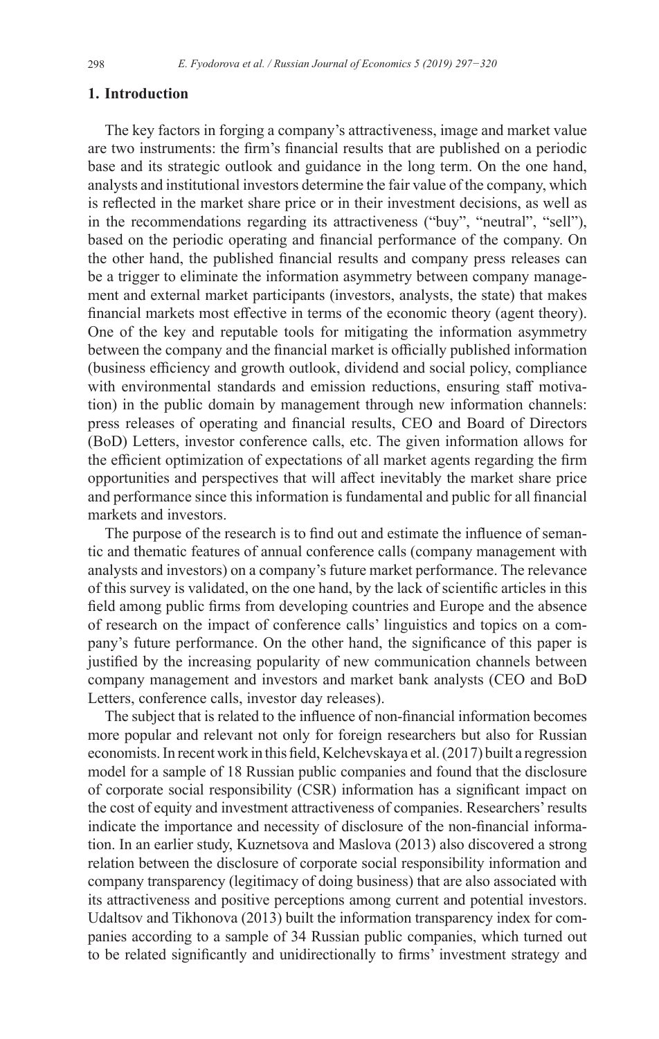## 1. Introduction

The key factors in forging a company's attractiveness, image and market value are two instruments: the firm's financial results that are published on a periodic base and its strategic outlook and guidance in the long term. On the one hand, analysts and institutional investors determine the fair value of the company, which is reflected in the market share price or in their investment decisions, as well as in the recommendations regarding its attractiveness ("buy", "neutral", "sell"), based on the periodic operating and financial performance of the company. On the other hand, the published financial results and company press releases can be a trigger to eliminate the information asymmetry between company management and external market participants (investors, analysts, the state) that makes financial markets most effective in terms of the economic theory (agent theory). One of the key and reputable tools for mitigating the information asymmetry between the company and the financial market is officially published information (business efficiency and growth outlook, dividend and social policy, compliance with environmental standards and emission reductions, ensuring staff motivation) in the public domain by management through new information channels: press releases of operating and financial results, CEO and Board of Directors (BoD) Letters, investor conference calls, etc. The given information allows for the efficient optimization of expectations of all market agents regarding the firm opportunities and perspectives that will affect inevitably the market share price and performance since this information is fundamental and public for all financial markets and investors.

The purpose of the research is to find out and estimate the influence of semantic and thematic features of annual conference calls (company management with analysts and investors) on a company's future market performance. The relevance of this survey is validated, on the one hand, by the lack of scientific articles in this field among public firms from developing countries and Europe and the absence of research on the impact of conference calls' linguistics and topics on a company's future performance. On the other hand, the significance of this paper is justified by the increasing popularity of new communication channels between company management and investors and market bank analysts (CEO and BoD Letters, conference calls, investor day releases).

The subject that is related to the influence of non-financial information becomes more popular and relevant not only for foreign researchers but also for Russian economists. In recent work in this field, Kelchevskaya et al. (2017) built a regression model for a sample of 18 Russian public companies and found that the disclosure of corporate social responsibility (CSR) information has a significant impact on the cost of equity and investment attractiveness of companies. Researchers' results indicate the importance and necessity of disclosure of the non-financial information. In an earlier study, Kuznetsova and Maslova (2013) also discovered a strong relation between the disclosure of corporate social responsibility information and company transparency (legitimacy of doing business) that are also associated with its attractiveness and positive perceptions among current and potential investors. Udaltsov and Tikhonova (2013) built the information transparency index for companies according to a sample of 34 Russian public companies, which turned out to be related significantly and unidirectionally to firms' investment strategy and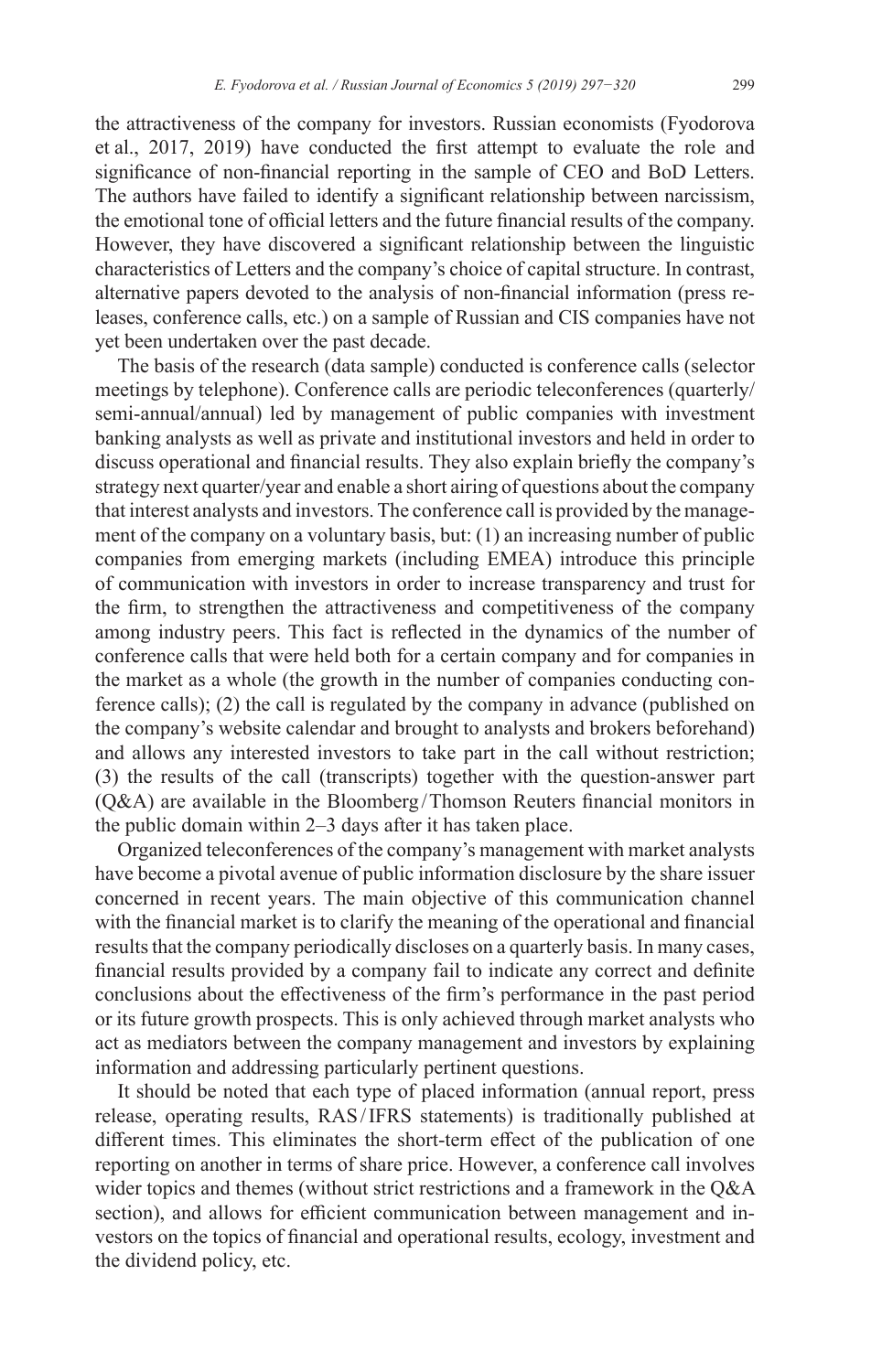the attractiveness of the company for investors. Russian economists (Fyodorova et al., 2017, 2019) have conducted the first attempt to evaluate the role and significance of non-financial reporting in the sample of CEO and BoD Letters. The authors have failed to identify a significant relationship between narcissism, the emotional tone of official letters and the future financial results of the company. However, they have discovered a significant relationship between the linguistic characteristics of Letters and the company's choice of capital structure. In contrast, alternative papers devoted to the analysis of non-financial information (press releases, conference calls, etc.) on a sample of Russian and CIS companies have not yet been undertaken over the past decade.

The basis of the research (data sample) conducted is conference calls (selector meetings by telephone). Conference calls are periodic teleconferences (quarterly/semi-annual/annual) led by management of public companies with investment banking analysts as well as private and institutional investors and held in order to discuss operational and financial results. They also explain briefly the company's strategy next quarter/year and enable a short airing of questions about the company that interest analysts and investors. The conference call is provided by the management of the company on a voluntary basis, but: (1) an increasing number of public companies from emerging markets (including EMEA) introduce this principle of communication with investors in order to increase transparency and trust for the firm, to strengthen the attractiveness and competitiveness of the company among industry peers. This fact is reflected in the dynamics of the number of conference calls that were held both for a certain company and for companies in the market as a whole (the growth in the number of companies conducting conference calls); (2) the call is regulated by the company in advance (published on the company's website calendar and brought to analysts and brokers beforehand) and allows any interested investors to take part in the call without restriction; (3) the results of the call (transcripts) together with the question-answer part (Q&A) are available in the Bloomberg / Thomson Reuters financial monitors in the public domain within 2–3 days after it has taken place.

Organized teleconferences of the company's management with market analysts have become a pivotal avenue of public information disclosure by the share issuer concerned in recent years. The main objective of this communication channel with the financial market is to clarify the meaning of the operational and financial results that the company periodically discloses on a quarterly basis. In many cases, financial results provided by a company fail to indicate any correct and definite conclusions about the effectiveness of the firm's performance in the past period or its future growth prospects. This is only achieved through market analysts who act as mediators between the company management and investors by explaining information and addressing particularly pertinent questions.

It should be noted that each type of placed information (annual report, press release, operating results, RAS / IFRS statements) is traditionally published at different times. This eliminates the short-term effect of the publication of one reporting on another in terms of share price. However, a conference call involves wider topics and themes (without strict restrictions and a framework in the Q&A section), and allows for efficient communication between management and investors on the topics of financial and operational results, ecology, investment and the dividend policy, etc.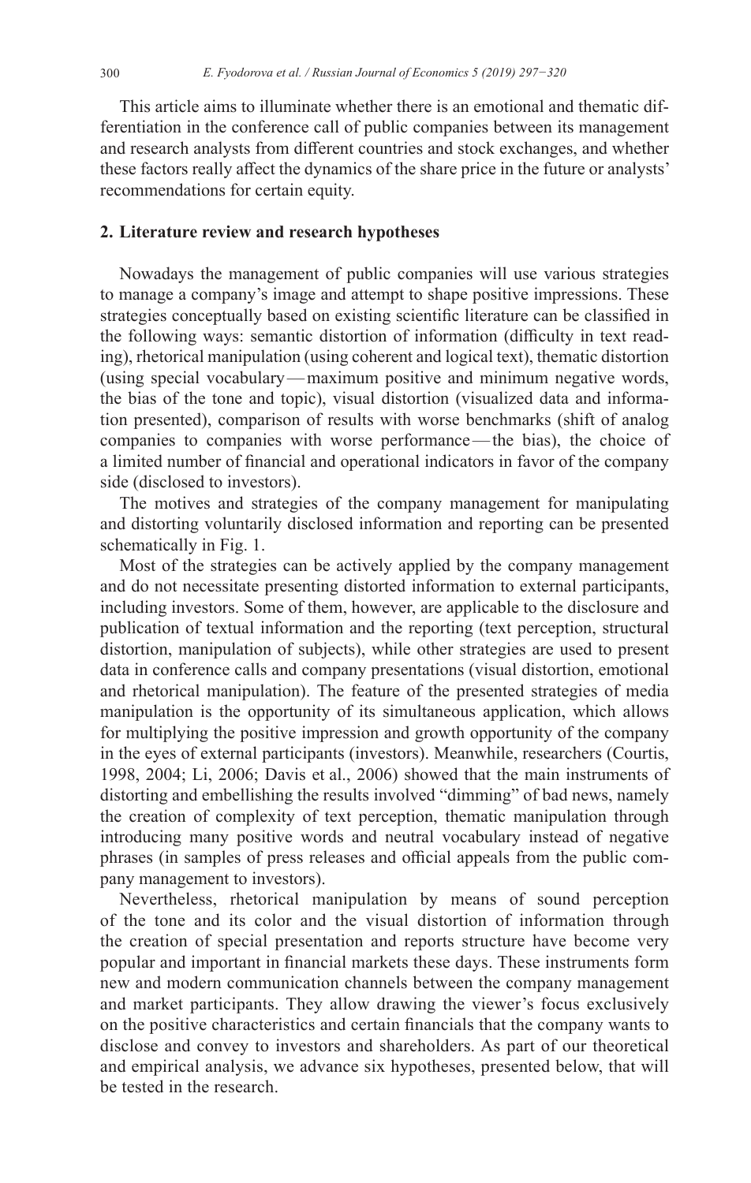This article aims to illuminate whether there is an emotional and thematic differentiation in the conference call of public companies between its management and research analysts from different countries and stock exchanges, and whether these factors really affect the dynamics of the share price in the future or analysts' recommendations for certain equity.

## 2. Literature review and research hypotheses

Nowadays the management of public companies will use various strategies to manage a company's image and attempt to shape positive impressions. These strategies conceptually based on existing scientific literature can be classified in the following ways: semantic distortion of information (difficulty in text reading), rhetorical manipulation (using coherent and logical text), thematic distortion (using special vocabulary — maximum positive and minimum negative words, the bias of the tone and topic), visual distortion (visualized data and information presented), comparison of results with worse benchmarks (shift of analog companies to companies with worse performance — the bias), the choice of a limited number of financial and operational indicators in favor of the company side (disclosed to investors).

The motives and strategies of the company management for manipulating and distorting voluntarily disclosed information and reporting can be presented schematically in Fig. 1.

Most of the strategies can be actively applied by the company management and do not necessitate presenting distorted information to external participants, including investors. Some of them, however, are applicable to the disclosure and publication of textual information and the reporting (text perception, structural distortion, manipulation of subjects), while other strategies are used to present data in conference calls and company presentations (visual distortion, emotional and rhetorical manipulation). The feature of the presented strategies of media manipulation is the opportunity of its simultaneous application, which allows for multiplying the positive impression and growth opportunity of the company in the eyes of external participants (investors). Meanwhile, researchers (Courtis, 1998, 2004; Li, 2006; Davis et al., 2006) showed that the main instruments of distorting and embellishing the results involved "dimming" of bad news, namely the creation of complexity of text perception, thematic manipulation through introducing many positive words and neutral vocabulary instead of negative phrases (in samples of press releases and official appeals from the public company management to investors).

Nevertheless, rhetorical manipulation by means of sound perception of the tone and its color and the visual distortion of information through the creation of special presentation and reports structure have become very popular and important in financial markets these days. These instruments form new and modern communication channels between the company management and market participants. They allow drawing the viewer's focus exclusively on the positive characteristics and certain financials that the company wants to disclose and convey to investors and shareholders. As part of our theoretical and empirical analysis, we advance six hypotheses, presented below, that will be tested in the research.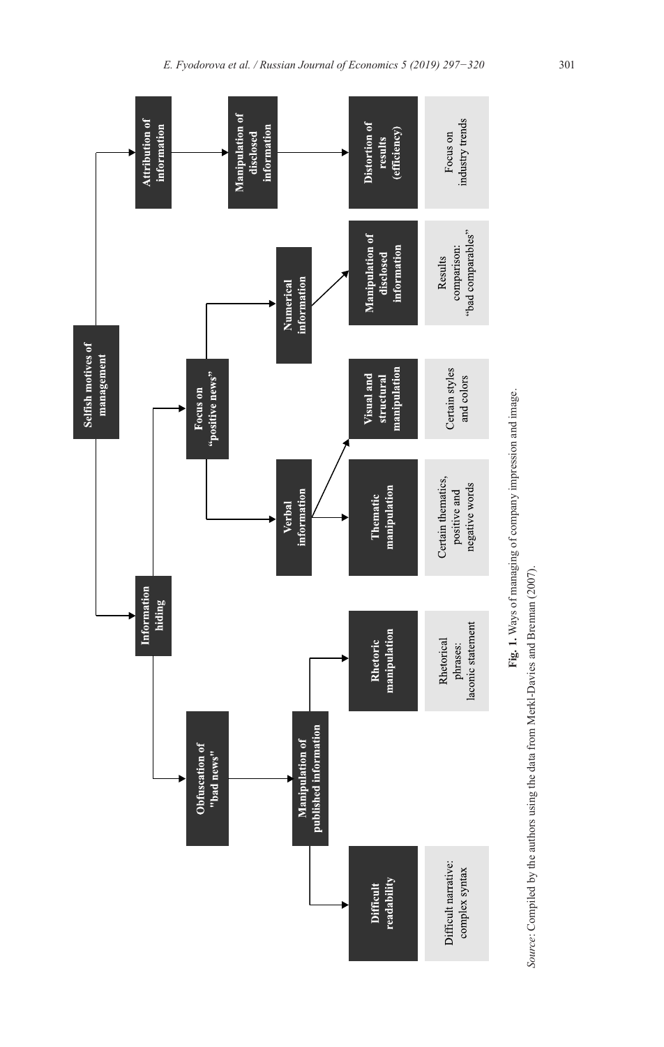- **Selfish motives of management**
  - **Information hiding**
    - **Obfuscation of "bad news"**
      - **Manipulation of published information**
        - **Difficult readability** — Difficult narrative: complex syntax
        - **Rhetoric manipulation** — Rhetorical phrases: laconic statement
    - **Focus on "positive news"**
      - **Verbal information**
        - **Thematic manipulation** — Certain thematics, positive and negative words
        - **Visual and structural manipulation** — Certain styles and colors
      - **Numerical information**
        - **Manipulation of disclosed information** — Results comparison: "bad comparables"
  - **Attribution of information**
    - **Manipulation of disclosed information**
      - **Distortion of results (efficiency)** — Focus on industry trends

**Fig. 1.** Ways of managing of company impression and image.

*Source*: Compiled by the authors using the data from Merkl-Davies and Brennan (2007).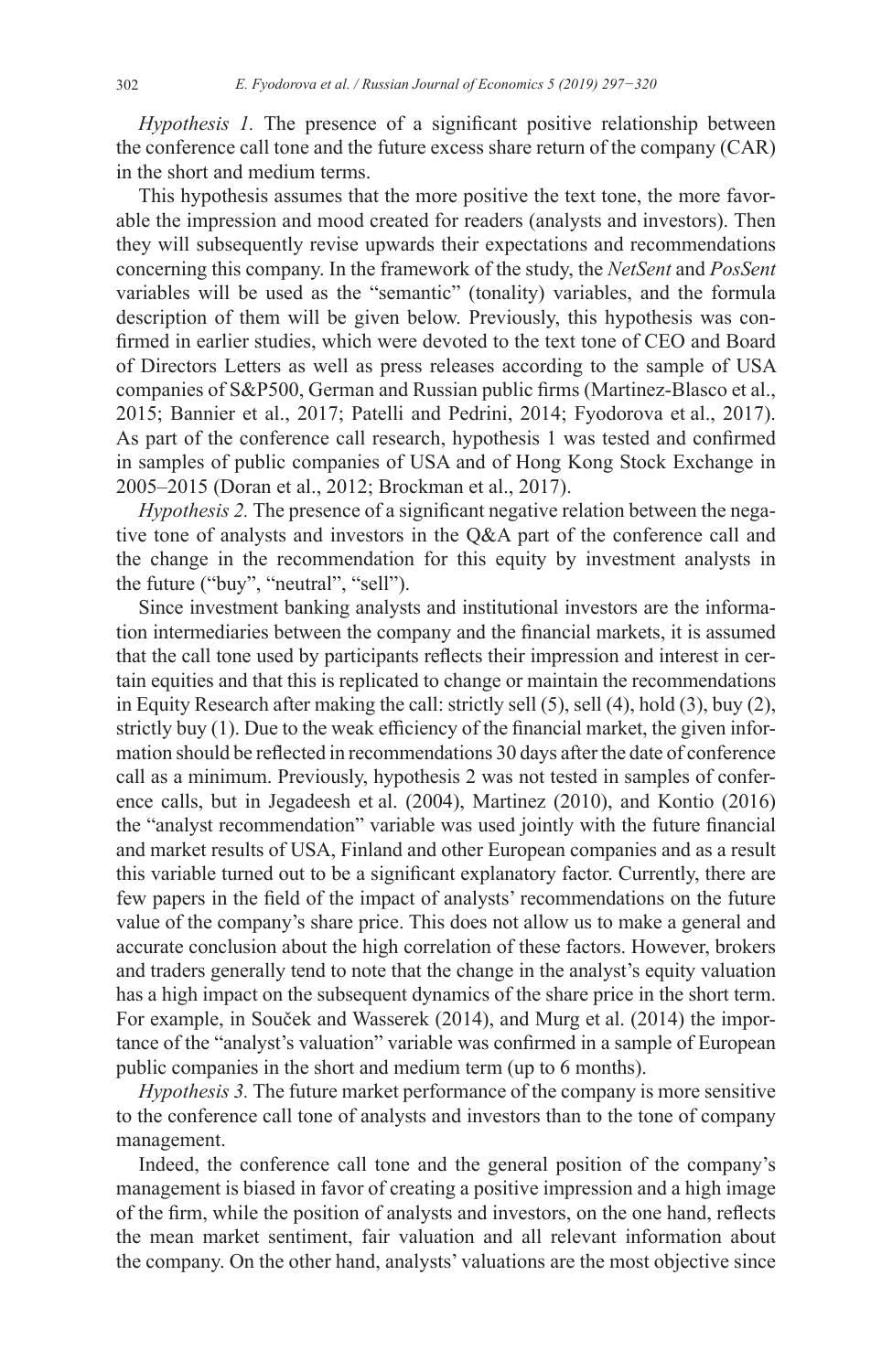*Hypothesis 1.* The presence of a significant positive relationship between the conference call tone and the future excess share return of the company (CAR) in the short and medium terms.

This hypothesis assumes that the more positive the text tone, the more favorable the impression and mood created for readers (analysts and investors). Then they will subsequently revise upwards their expectations and recommendations concerning this company. In the framework of the study, the *NetSent* and *PosSent* variables will be used as the "semantic" (tonality) variables, and the formula description of them will be given below. Previously, this hypothesis was confirmed in earlier studies, which were devoted to the text tone of CEO and Board of Directors Letters as well as press releases according to the sample of USA companies of S&P500, German and Russian public firms (Martinez-Blasco et al., 2015; Bannier et al., 2017; Patelli and Pedrini, 2014; Fyodorova et al., 2017). As part of the conference call research, hypothesis 1 was tested and confirmed in samples of public companies of USA and of Hong Kong Stock Exchange in 2005–2015 (Doran et al., 2012; Brockman et al., 2017).

*Hypothesis 2.* The presence of a significant negative relation between the negative tone of analysts and investors in the Q&A part of the conference call and the change in the recommendation for this equity by investment analysts in the future ("buy", "neutral", "sell").

Since investment banking analysts and institutional investors are the information intermediaries between the company and the financial markets, it is assumed that the call tone used by participants reflects their impression and interest in certain equities and that this is replicated to change or maintain the recommendations in Equity Research after making the call: strictly sell (5), sell (4), hold (3), buy (2), strictly buy (1). Due to the weak efficiency of the financial market, the given information should be reflected in recommendations 30 days after the date of conference call as a minimum. Previously, hypothesis 2 was not tested in samples of conference calls, but in Jegadeesh et al. (2004), Martinez (2010), and Kontio (2016) the "analyst recommendation" variable was used jointly with the future financial and market results of USA, Finland and other European companies and as a result this variable turned out to be a significant explanatory factor. Currently, there are few papers in the field of the impact of analysts' recommendations on the future value of the company's share price. This does not allow us to make a general and accurate conclusion about the high correlation of these factors. However, brokers and traders generally tend to note that the change in the analyst's equity valuation has a high impact on the subsequent dynamics of the share price in the short term. For example, in Souček and Wasserek (2014), and Murg et al. (2014) the importance of the "analyst's valuation" variable was confirmed in a sample of European public companies in the short and medium term (up to 6 months).

*Hypothesis 3.* The future market performance of the company is more sensitive to the conference call tone of analysts and investors than to the tone of company management.

Indeed, the conference call tone and the general position of the company's management is biased in favor of creating a positive impression and a high image of the firm, while the position of analysts and investors, on the one hand, reflects the mean market sentiment, fair valuation and all relevant information about the company. On the other hand, analysts' valuations are the most objective since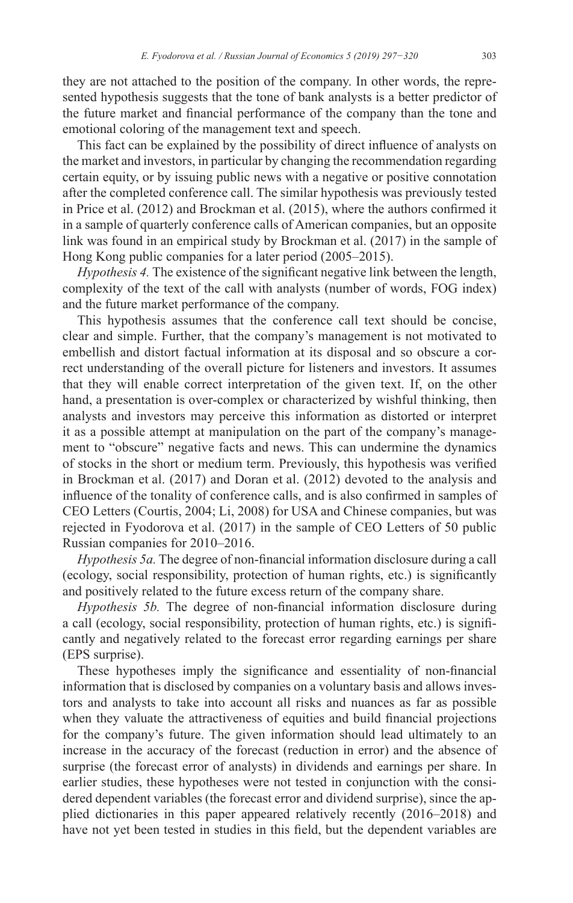they are not attached to the position of the company. In other words, the represented hypothesis suggests that the tone of bank analysts is a better predictor of the future market and financial performance of the company than the tone and emotional coloring of the management text and speech.

This fact can be explained by the possibility of direct influence of analysts on the market and investors, in particular by changing the recommendation regarding certain equity, or by issuing public news with a negative or positive connotation after the completed conference call. The similar hypothesis was previously tested in Price et al. (2012) and Brockman et al. (2015), where the authors confirmed it in a sample of quarterly conference calls of American companies, but an opposite link was found in an empirical study by Brockman et al. (2017) in the sample of Hong Kong public companies for a later period (2005–2015).

*Hypothesis 4.* The existence of the significant negative link between the length, complexity of the text of the call with analysts (number of words, FOG index) and the future market performance of the company.

This hypothesis assumes that the conference call text should be concise, clear and simple. Further, that the company's management is not motivated to embellish and distort factual information at its disposal and so obscure a correct understanding of the overall picture for listeners and investors. It assumes that they will enable correct interpretation of the given text. If, on the other hand, a presentation is over-complex or characterized by wishful thinking, then analysts and investors may perceive this information as distorted or interpret it as a possible attempt at manipulation on the part of the company's management to "obscure" negative facts and news. This can undermine the dynamics of stocks in the short or medium term. Previously, this hypothesis was verified in Brockman et al. (2017) and Doran et al. (2012) devoted to the analysis and influence of the tonality of conference calls, and is also confirmed in samples of CEO Letters (Courtis, 2004; Li, 2008) for USA and Chinese companies, but was rejected in Fyodorova et al. (2017) in the sample of CEO Letters of 50 public Russian companies for 2010–2016.

*Hypothesis 5a.* The degree of non-financial information disclosure during a call (ecology, social responsibility, protection of human rights, etc.) is significantly and positively related to the future excess return of the company share.

*Hypothesis 5b.* The degree of non-financial information disclosure during a call (ecology, social responsibility, protection of human rights, etc.) is significantly and negatively related to the forecast error regarding earnings per share (EPS surprise).

These hypotheses imply the significance and essentiality of non-financial information that is disclosed by companies on a voluntary basis and allows investors and analysts to take into account all risks and nuances as far as possible when they valuate the attractiveness of equities and build financial projections for the company's future. The given information should lead ultimately to an increase in the accuracy of the forecast (reduction in error) and the absence of surprise (the forecast error of analysts) in dividends and earnings per share. In earlier studies, these hypotheses were not tested in conjunction with the considered dependent variables (the forecast error and dividend surprise), since the applied dictionaries in this paper appeared relatively recently (2016–2018) and have not yet been tested in studies in this field, but the dependent variables are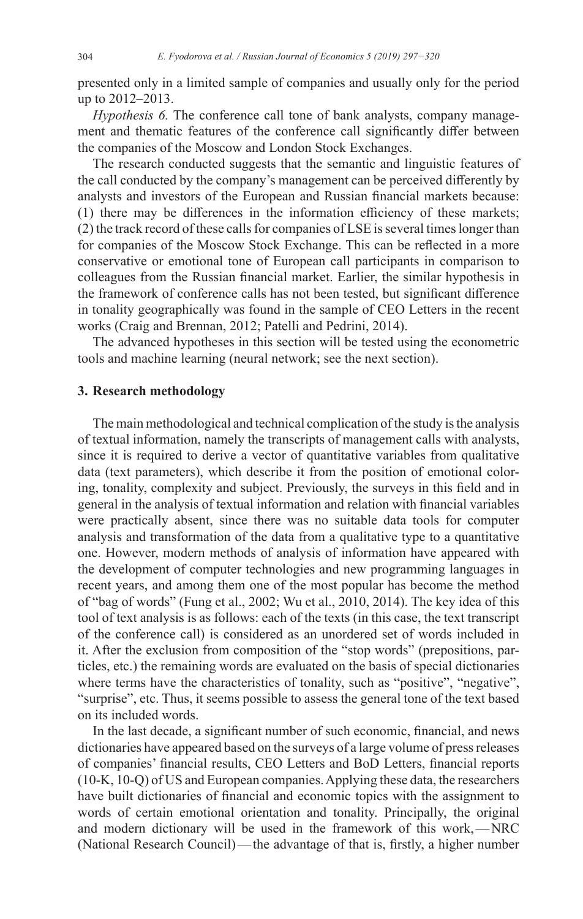presented only in a limited sample of companies and usually only for the period up to 2012–2013.

*Hypothesis 6.* The conference call tone of bank analysts, company management and thematic features of the conference call significantly differ between the companies of the Moscow and London Stock Exchanges.

The research conducted suggests that the semantic and linguistic features of the call conducted by the company's management can be perceived differently by analysts and investors of the European and Russian financial markets because: (1) there may be differences in the information efficiency of these markets; (2) the track record of these calls for companies of LSE is several times longer than for companies of the Moscow Stock Exchange. This can be reflected in a more conservative or emotional tone of European call participants in comparison to colleagues from the Russian financial market. Earlier, the similar hypothesis in the framework of conference calls has not been tested, but significant difference in tonality geographically was found in the sample of CEO Letters in the recent works (Craig and Brennan, 2012; Patelli and Pedrini, 2014).

The advanced hypotheses in this section will be tested using the econometric tools and machine learning (neural network; see the next section).

## 3. Research methodology

The main methodological and technical complication of the study is the analysis of textual information, namely the transcripts of management calls with analysts, since it is required to derive a vector of quantitative variables from qualitative data (text parameters), which describe it from the position of emotional coloring, tonality, complexity and subject. Previously, the surveys in this field and in general in the analysis of textual information and relation with financial variables were practically absent, since there was no suitable data tools for computer analysis and transformation of the data from a qualitative type to a quantitative one. However, modern methods of analysis of information have appeared with the development of computer technologies and new programming languages in recent years, and among them one of the most popular has become the method of "bag of words" (Fung et al., 2002; Wu et al., 2010, 2014). The key idea of this tool of text analysis is as follows: each of the texts (in this case, the text transcript of the conference call) is considered as an unordered set of words included in it. After the exclusion from composition of the "stop words" (prepositions, particles, etc.) the remaining words are evaluated on the basis of special dictionaries where terms have the characteristics of tonality, such as "positive", "negative", "surprise", etc. Thus, it seems possible to assess the general tone of the text based on its included words.

In the last decade, a significant number of such economic, financial, and news dictionaries have appeared based on the surveys of a large volume of press releases of companies' financial results, CEO Letters and BoD Letters, financial reports (10-K, 10-Q) of US and European companies. Applying these data, the researchers have built dictionaries of financial and economic topics with the assignment to words of certain emotional orientation and tonality. Principally, the original and modern dictionary will be used in the framework of this work, — NRC (National Research Council) — the advantage of that is, firstly, a higher number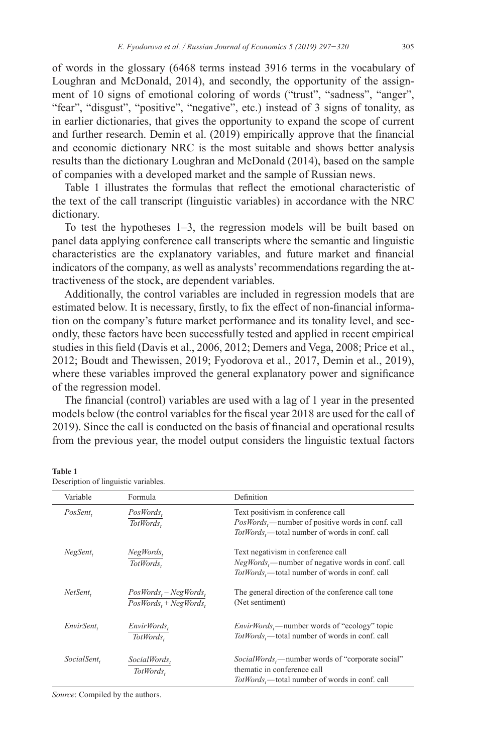of words in the glossary (6468 terms instead 3916 terms in the vocabulary of Loughran and McDonald, 2014), and secondly, the opportunity of the assignment of 10 signs of emotional coloring of words ("trust", "sadness", "anger", "fear", "disgust", "positive", "negative", etc.) instead of 3 signs of tonality, as in earlier dictionaries, that gives the opportunity to expand the scope of current and further research. Demin et al. (2019) empirically approve that the financial and economic dictionary NRC is the most suitable and shows better analysis results than the dictionary Loughran and McDonald (2014), based on the sample of companies with a developed market and the sample of Russian news.

Table 1 illustrates the formulas that reflect the emotional characteristic of the text of the call transcript (linguistic variables) in accordance with the NRC dictionary.

To test the hypotheses 1–3, the regression models will be built based on panel data applying conference call transcripts where the semantic and linguistic characteristics are the explanatory variables, and future market and financial indicators of the company, as well as analysts' recommendations regarding the attractiveness of the stock, are dependent variables.

Additionally, the control variables are included in regression models that are estimated below. It is necessary, firstly, to fix the effect of non-financial information on the company's future market performance and its tonality level, and secondly, these factors have been successfully tested and applied in recent empirical studies in this field (Davis et al., 2006, 2012; Demers and Vega, 2008; Price et al., 2012; Boudt and Thewissen, 2019; Fyodorova et al., 2017, Demin et al., 2019), where these variables improved the general explanatory power and significance of the regression model.

The financial (control) variables are used with a lag of 1 year in the presented models below (the control variables for the fiscal year 2018 are used for the call of 2019). Since the call is conducted on the basis of financial and operational results from the previous year, the model output considers the linguistic textual factors

**Table 1**
Description of linguistic variables.

| Variable | Formula | Definition |
|---|---|---|
| $PosSent_t$ | $\frac{PosWords_t}{TotWords_t}$ | Text positivism in conference call<br>$PosWords_t$—number of positive words in conf. call<br>$TotWords_t$—total number of words in conf. call |
| $NegSent_t$ | $\frac{NegWords_t}{TotWords_t}$ | Text negativism in conference call<br>$NegWords_t$—number of negative words in conf. call<br>$TotWords_t$—total number of words in conf. call |
| $NetSent_t$ | $\frac{PosWords_t - NegWords_t}{PosWords_t + NegWords_t}$ | The general direction of the conference call tone (Net sentiment) |
| $EnvirSent_t$ | $\frac{EnvirWords_t}{TotWords_t}$ | $EnvirWords_t$—number words of "ecology" topic<br>$TotWords_t$—total number of words in conf. call |
| $SocialSent_t$ | $\frac{SocialWords_t}{TotWords_t}$ | $SocialWords_t$—number words of "corporate social" thematic in conference call<br>$TotWords_t$—total number of words in conf. call |

*Source*: Compiled by the authors.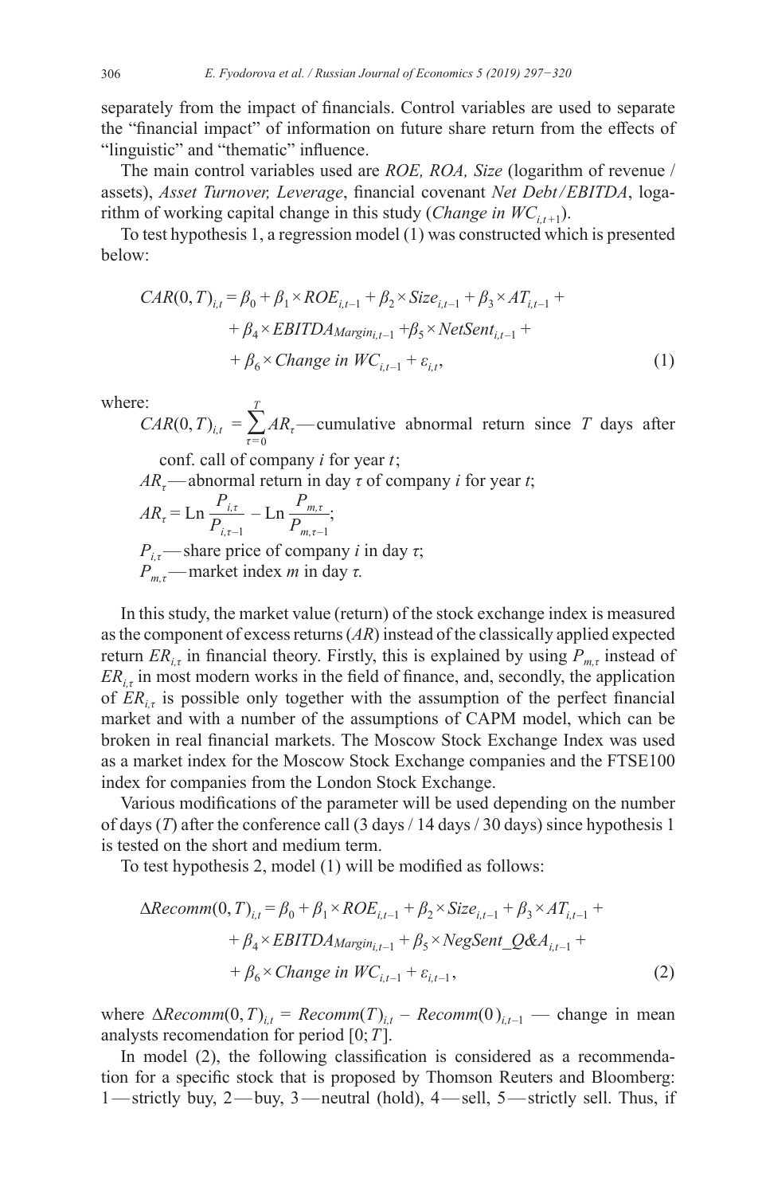separately from the impact of financials. Control variables are used to separate the "financial impact" of information on future share return from the effects of "linguistic" and "thematic" influence.

The main control variables used are *ROE, ROA, Size* (logarithm of revenue / assets), *Asset Turnover, Leverage*, financial covenant *Net Debt/EBITDA*, logarithm of working capital change in this study (*Change in* $WC_{i,t+1}$).

To test hypothesis 1, a regression model (1) was constructed which is presented below:

$$
\begin{aligned}
CAR(0,T)_{i,t} = \beta_0 &+ \beta_1 \times ROE_{i,t-1} + \beta_2 \times Size_{i,t-1} + \beta_3 \times AT_{i,t-1} + \\
&+ \beta_4 \times EBITDA_{Margin_{i,t-1}} + \beta_5 \times NetSent_{i,t-1} + \\
&+ \beta_6 \times Change\ in\ WC_{i,t-1} + \varepsilon_{i,t},
\end{aligned} \tag{1}
$$

where:

$CAR(0,T)_{i,t} = \sum_{\tau=0}^{T} AR_{\tau}$ — cumulative abnormal return since $T$ days after conf. call of company $i$ for year $t$;

$AR_{\tau}$ — abnormal return in day $\tau$ of company $i$ for year $t$;

$AR_{\tau} = \text{Ln}\,\frac{P_{i,\tau}}{P_{i,\tau-1}} - \text{Ln}\,\frac{P_{m,\tau}}{P_{m,\tau-1}}$;

$P_{i,\tau}$ — share price of company $i$ in day $\tau$;

$P_{m,\tau}$ — market index $m$ in day $\tau$.

In this study, the market value (return) of the stock exchange index is measured as the component of excess returns ($AR$) instead of the classically applied expected return $ER_{i,\tau}$ in financial theory. Firstly, this is explained by using $P_{m,\tau}$ instead of $ER_{i,\tau}$ in most modern works in the field of finance, and, secondly, the application of $ER_{i,\tau}$ is possible only together with the assumption of the perfect financial market and with a number of the assumptions of CAPM model, which can be broken in real financial markets. The Moscow Stock Exchange Index was used as a market index for the Moscow Stock Exchange companies and the FTSE100 index for companies from the London Stock Exchange.

Various modifications of the parameter will be used depending on the number of days ($T$) after the conference call (3 days / 14 days / 30 days) since hypothesis 1 is tested on the short and medium term.

To test hypothesis 2, model (1) will be modified as follows:

$$
\begin{aligned}
\Delta Recomm(0,T)_{i,t} = \beta_0 &+ \beta_1 \times ROE_{i,t-1} + \beta_2 \times Size_{i,t-1} + \beta_3 \times AT_{i,t-1} + \\
&+ \beta_4 \times EBITDA_{Margin_{i,t-1}} + \beta_5 \times NegSent\_Q\&A_{i,t-1} + \\
&+ \beta_6 \times Change\ in\ WC_{i,t-1} + \varepsilon_{i,t-1},
\end{aligned} \tag{2}
$$

where $\Delta Recomm(0,T)_{i,t} = Recomm(T)_{i,t} - Recomm(0)_{i,t-1}$ — change in mean analysts recomendation for period $[0;T]$.

In model (2), the following classification is considered as a recommendation for a specific stock that is proposed by Thomson Reuters and Bloomberg: 1 — strictly buy, 2 — buy, 3 — neutral (hold), 4 — sell, 5 — strictly sell. Thus, if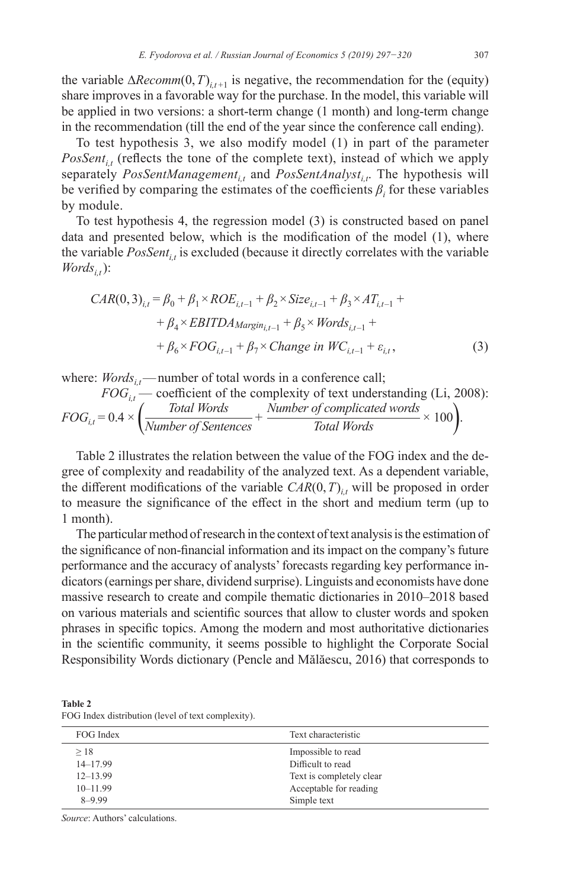the variable $\Delta Recomm(0, T)_{i,t+1}$ is negative, the recommendation for the (equity) share improves in a favorable way for the purchase. In the model, this variable will be applied in two versions: a short-term change (1 month) and long-term change in the recommendation (till the end of the year since the conference call ending).

To test hypothesis 3, we also modify model (1) in part of the parameter $PosSent_{i,t}$ (reflects the tone of the complete text), instead of which we apply separately $PosSentManagement_{i,t}$ and $PosSentAnalyst_{i,t}$. The hypothesis will be verified by comparing the estimates of the coefficients $\beta_i$ for these variables by module.

To test hypothesis 4, the regression model (3) is constructed based on panel data and presented below, which is the modification of the model (1), where the variable $PosSent_{i,t}$ is excluded (because it directly correlates with the variable $Words_{i,t}$):

$$CAR(0,3)_{i,t} = \beta_0 + \beta_1 \times ROE_{i,t-1} + \beta_2 \times Size_{i,t-1} + \beta_3 \times AT_{i,t-1} + \\ + \beta_4 \times EBITDA_{Margin_{i,t-1}} + \beta_5 \times Words_{i,t-1} + \\ + \beta_6 \times FOG_{i,t-1} + \beta_7 \times Change\ in\ WC_{i,t-1} + \varepsilon_{i,t}, \tag{3}$$

where: $Words_{i,t}$ — number of total words in a conference call;

$FOG_{i,t}$ — coefficient of the complexity of text understanding (Li, 2008):

$$FOG_{i,t} = 0.4 \times \left( \frac{Total\ Words}{Number\ of\ Sentences} + \frac{Number\ of\ complicated\ words}{Total\ Words} \times 100 \right).$$

Table 2 illustrates the relation between the value of the FOG index and the degree of complexity and readability of the analyzed text. As a dependent variable, the different modifications of the variable $CAR(0, T)_{i,t}$ will be proposed in order to measure the significance of the effect in the short and medium term (up to 1 month).

The particular method of research in the context of text analysis is the estimation of the significance of non-financial information and its impact on the company's future performance and the accuracy of analysts' forecasts regarding key performance indicators (earnings per share, dividend surprise). Linguists and economists have done massive research to create and compile thematic dictionaries in 2010–2018 based on various materials and scientific sources that allow to cluster words and spoken phrases in specific topics. Among the modern and most authoritative dictionaries in the scientific community, it seems possible to highlight the Corporate Social Responsibility Words dictionary (Pencle and Mălăescu, 2016) that corresponds to

**Table 2**
FOG Index distribution (level of text complexity).

| FOG Index | Text characteristic |
|---|---|
| ≥ 18 | Impossible to read |
| 14–17.99 | Difficult to read |
| 12–13.99 | Text is completely clear |
| 10–11.99 | Acceptable for reading |
| 8–9.99 | Simple text |

*Source*: Authors' calculations.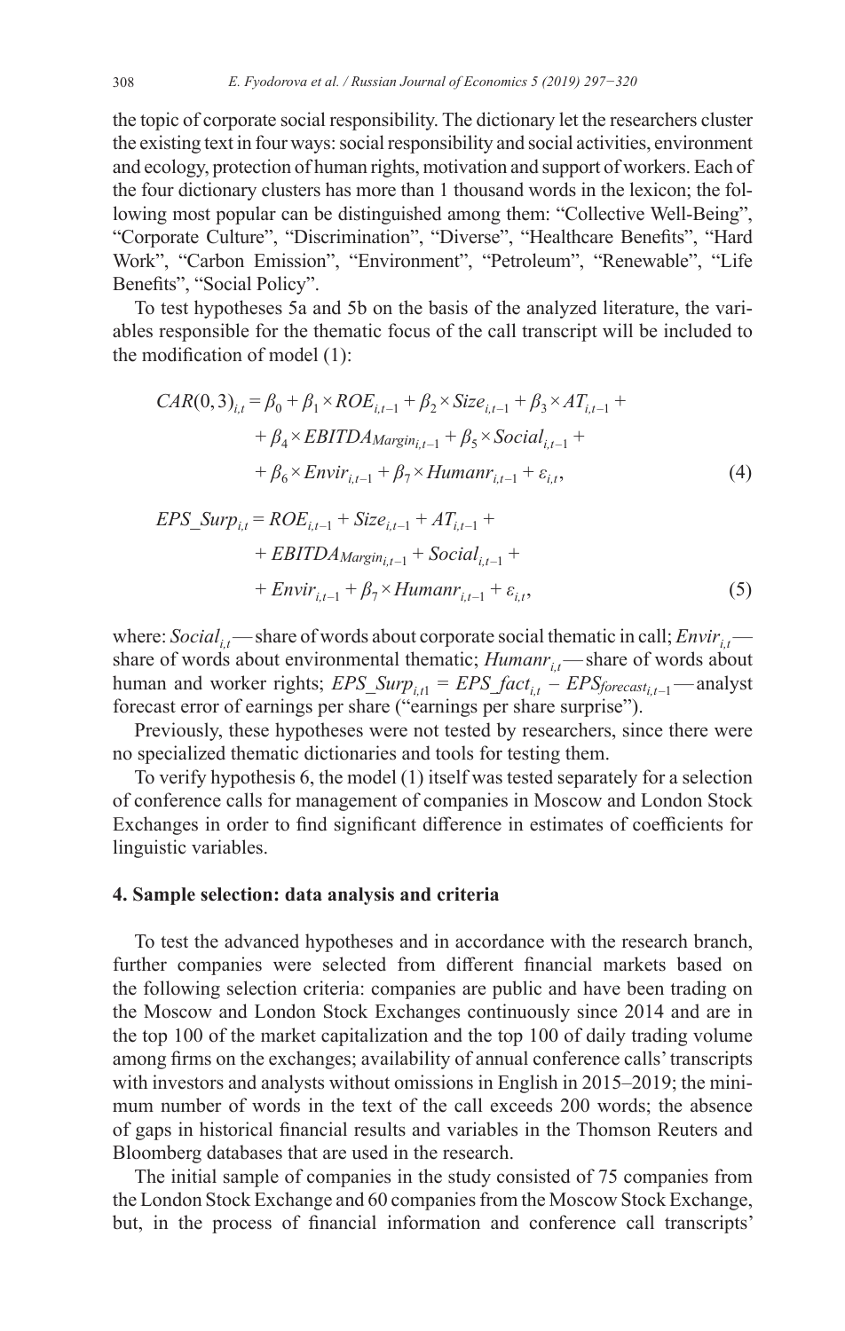the topic of corporate social responsibility. The dictionary let the researchers cluster the existing text in four ways: social responsibility and social activities, environment and ecology, protection of human rights, motivation and support of workers. Each of the four dictionary clusters has more than 1 thousand words in the lexicon; the following most popular can be distinguished among them: "Collective Well-Being", "Corporate Culture", "Discrimination", "Diverse", "Healthcare Benefits", "Hard Work", "Carbon Emission", "Environment", "Petroleum", "Renewable", "Life Benefits", "Social Policy".

To test hypotheses 5a and 5b on the basis of the analyzed literature, the variables responsible for the thematic focus of the call transcript will be included to the modification of model (1):

$$
\begin{aligned}
CAR(0,3)_{i,t} = \beta_0 &+ \beta_1 \times ROE_{i,t-1} + \beta_2 \times Size_{i,t-1} + \beta_3 \times AT_{i,t-1} + \\
&+ \beta_4 \times EBITDA_{Margin_{i,t-1}} + \beta_5 \times Social_{i,t-1} + \\
&+ \beta_6 \times Envir_{i,t-1} + \beta_7 \times Humanr_{i,t-1} + \varepsilon_{i,t},
\end{aligned}
\tag{4}
$$

$$
\begin{aligned}
EPS\_Surp_{i,t} = ROE_{i,t-1} &+ Size_{i,t-1} + AT_{i,t-1} + \\
&+ EBITDA_{Margin_{i,t-1}} + Social_{i,t-1} + \\
&+ Envir_{i,t-1} + \beta_7 \times Humanr_{i,t-1} + \varepsilon_{i,t},
\end{aligned}
\tag{5}
$$

where: $Social_{i,t}$ — share of words about corporate social thematic in call; $Envir_{i,t}$ — share of words about environmental thematic; $Humanr_{i,t}$ — share of words about human and worker rights; $EPS\_Surp_{i,t1} = EPS\_fact_{i,t} - EPS_{forecast_{i,t-1}}$ — analyst forecast error of earnings per share ("earnings per share surprise").

Previously, these hypotheses were not tested by researchers, since there were no specialized thematic dictionaries and tools for testing them.

To verify hypothesis 6, the model (1) itself was tested separately for a selection of conference calls for management of companies in Moscow and London Stock Exchanges in order to find significant difference in estimates of coefficients for linguistic variables.

## 4. Sample selection: data analysis and criteria

To test the advanced hypotheses and in accordance with the research branch, further companies were selected from different financial markets based on the following selection criteria: companies are public and have been trading on the Moscow and London Stock Exchanges continuously since 2014 and are in the top 100 of the market capitalization and the top 100 of daily trading volume among firms on the exchanges; availability of annual conference calls' transcripts with investors and analysts without omissions in English in 2015–2019; the minimum number of words in the text of the call exceeds 200 words; the absence of gaps in historical financial results and variables in the Thomson Reuters and Bloomberg databases that are used in the research.

The initial sample of companies in the study consisted of 75 companies from the London Stock Exchange and 60 companies from the Moscow Stock Exchange, but, in the process of financial information and conference call transcripts'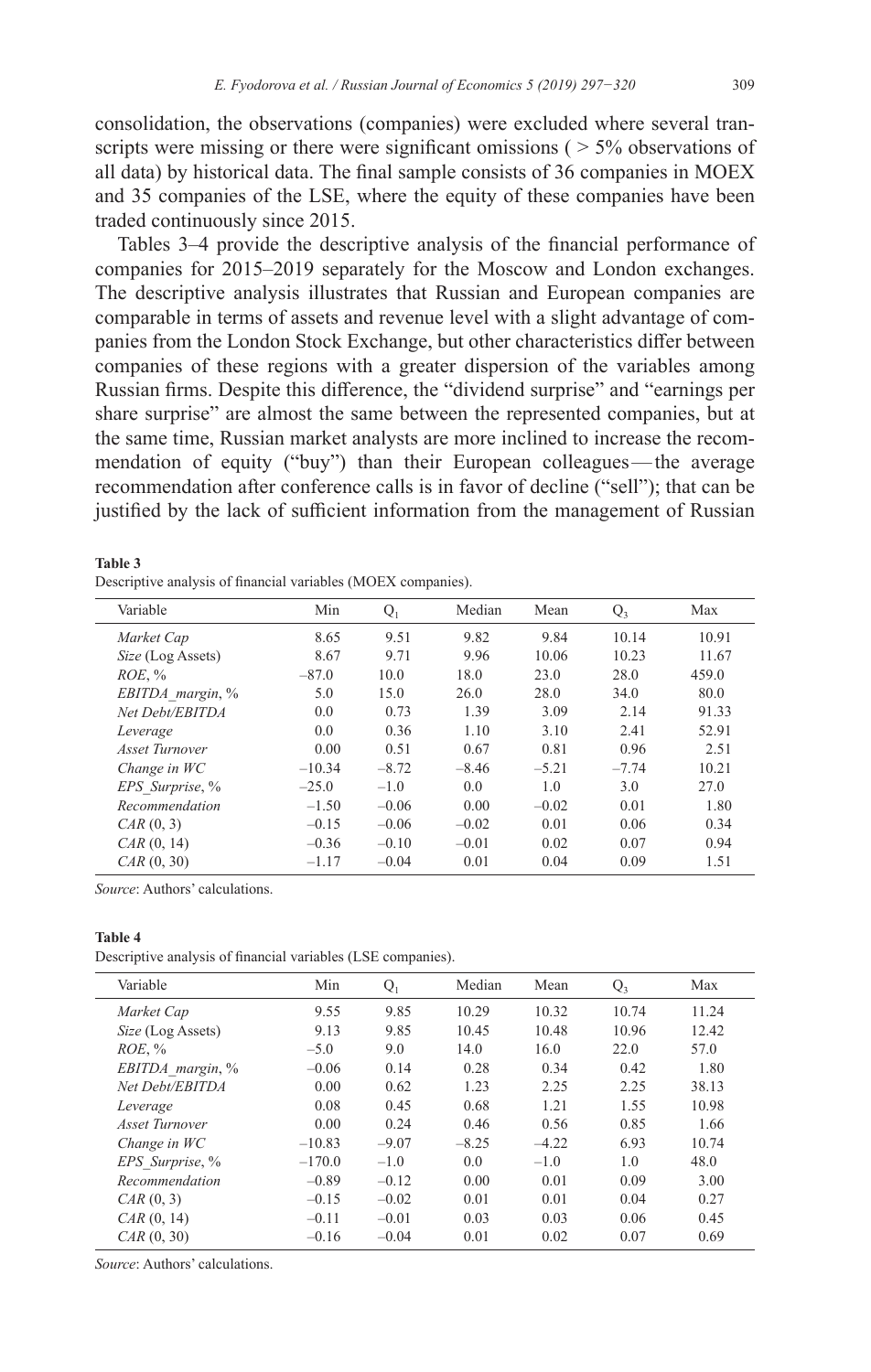consolidation, the observations (companies) were excluded where several transcripts were missing or there were significant omissions ( > 5% observations of all data) by historical data. The final sample consists of 36 companies in MOEX and 35 companies of the LSE, where the equity of these companies have been traded continuously since 2015.

Tables 3–4 provide the descriptive analysis of the financial performance of companies for 2015–2019 separately for the Moscow and London exchanges. The descriptive analysis illustrates that Russian and European companies are comparable in terms of assets and revenue level with a slight advantage of companies from the London Stock Exchange, but other characteristics differ between companies of these regions with a greater dispersion of the variables among Russian firms. Despite this difference, the "dividend surprise" and "earnings per share surprise" are almost the same between the represented companies, but at the same time, Russian market analysts are more inclined to increase the recommendation of equity ("buy") than their European colleagues — the average recommendation after conference calls is in favor of decline ("sell"); that can be justified by the lack of sufficient information from the management of Russian

**Table 3**

Descriptive analysis of financial variables (MOEX companies).

| Variable | Min | $Q_1$ | Median | Mean | $Q_3$ | Max |
|---|---|---|---|---|---|---|
| *Market Cap* | 8.65 | 9.51 | 9.82 | 9.84 | 10.14 | 10.91 |
| *Size* (Log Assets) | 8.67 | 9.71 | 9.96 | 10.06 | 10.23 | 11.67 |
| *ROE*, % | −87.0 | 10.0 | 18.0 | 23.0 | 28.0 | 459.0 |
| *EBITDA_margin*, % | 5.0 | 15.0 | 26.0 | 28.0 | 34.0 | 80.0 |
| *Net Debt/EBITDA* | 0.0 | 0.73 | 1.39 | 3.09 | 2.14 | 91.33 |
| *Leverage* | 0.0 | 0.36 | 1.10 | 3.10 | 2.41 | 52.91 |
| *Asset Turnover* | 0.00 | 0.51 | 0.67 | 0.81 | 0.96 | 2.51 |
| *Change in WC* | −10.34 | −8.72 | −8.46 | −5.21 | −7.74 | 10.21 |
| *EPS_Surprise*, % | −25.0 | −1.0 | 0.0 | 1.0 | 3.0 | 27.0 |
| *Recommendation* | −1.50 | −0.06 | 0.00 | −0.02 | 0.01 | 1.80 |
| *CAR* (0, 3) | −0.15 | −0.06 | −0.02 | 0.01 | 0.06 | 0.34 |
| *CAR* (0, 14) | −0.36 | −0.10 | −0.01 | 0.02 | 0.07 | 0.94 |
| *CAR* (0, 30) | −1.17 | −0.04 | 0.01 | 0.04 | 0.09 | 1.51 |

*Source*: Authors' calculations.

**Table 4**

Descriptive analysis of financial variables (LSE companies).

| Variable | Min | $Q_1$ | Median | Mean | $Q_3$ | Max |
|---|---|---|---|---|---|---|
| *Market Cap* | 9.55 | 9.85 | 10.29 | 10.32 | 10.74 | 11.24 |
| *Size* (Log Assets) | 9.13 | 9.85 | 10.45 | 10.48 | 10.96 | 12.42 |
| *ROE*, % | −5.0 | 9.0 | 14.0 | 16.0 | 22.0 | 57.0 |
| *EBITDA_margin*, % | −0.06 | 0.14 | 0.28 | 0.34 | 0.42 | 1.80 |
| *Net Debt/EBITDA* | 0.00 | 0.62 | 1.23 | 2.25 | 2.25 | 38.13 |
| *Leverage* | 0.08 | 0.45 | 0.68 | 1.21 | 1.55 | 10.98 |
| *Asset Turnover* | 0.00 | 0.24 | 0.46 | 0.56 | 0.85 | 1.66 |
| *Change in WC* | −10.83 | −9.07 | −8.25 | −4.22 | 6.93 | 10.74 |
| *EPS_Surprise*, % | −170.0 | −1.0 | 0.0 | −1.0 | 1.0 | 48.0 |
| *Recommendation* | −0.89 | −0.12 | 0.00 | 0.01 | 0.09 | 3.00 |
| *CAR* (0, 3) | −0.15 | −0.02 | 0.01 | 0.01 | 0.04 | 0.27 |
| *CAR* (0, 14) | −0.11 | −0.01 | 0.03 | 0.03 | 0.06 | 0.45 |
| *CAR* (0, 30) | −0.16 | −0.04 | 0.01 | 0.02 | 0.07 | 0.69 |

*Source*: Authors' calculations.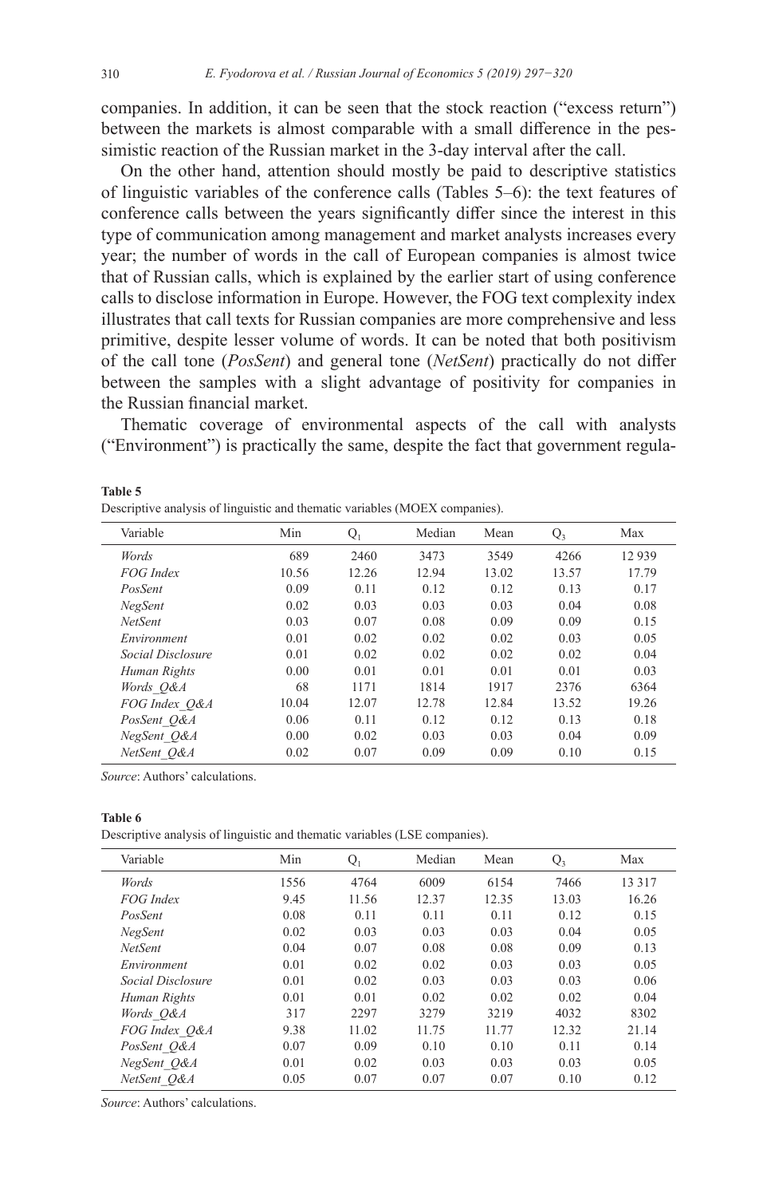companies. In addition, it can be seen that the stock reaction ("excess return") between the markets is almost comparable with a small difference in the pessimistic reaction of the Russian market in the 3-day interval after the call.

On the other hand, attention should mostly be paid to descriptive statistics of linguistic variables of the conference calls (Tables 5–6): the text features of conference calls between the years significantly differ since the interest in this type of communication among management and market analysts increases every year; the number of words in the call of European companies is almost twice that of Russian calls, which is explained by the earlier start of using conference calls to disclose information in Europe. However, the FOG text complexity index illustrates that call texts for Russian companies are more comprehensive and less primitive, despite lesser volume of words. It can be noted that both positivism of the call tone (*PosSent*) and general tone (*NetSent*) practically do not differ between the samples with a slight advantage of positivity for companies in the Russian financial market.

Thematic coverage of environmental aspects of the call with analysts ("Environment") is practically the same, despite the fact that government regula-

**Table 5**

Descriptive analysis of linguistic and thematic variables (MOEX companies).

| Variable | Min | $Q_1$ | Median | Mean | $Q_3$ | Max |
|---|---|---|---|---|---|---|
| *Words* | 689 | 2460 | 3473 | 3549 | 4266 | 12 939 |
| *FOG Index* | 10.56 | 12.26 | 12.94 | 13.02 | 13.57 | 17.79 |
| *PosSent* | 0.09 | 0.11 | 0.12 | 0.12 | 0.13 | 0.17 |
| *NegSent* | 0.02 | 0.03 | 0.03 | 0.03 | 0.04 | 0.08 |
| *NetSent* | 0.03 | 0.07 | 0.08 | 0.09 | 0.09 | 0.15 |
| *Environment* | 0.01 | 0.02 | 0.02 | 0.02 | 0.03 | 0.05 |
| *Social Disclosure* | 0.01 | 0.02 | 0.02 | 0.02 | 0.02 | 0.04 |
| *Human Rights* | 0.00 | 0.01 | 0.01 | 0.01 | 0.01 | 0.03 |
| *Words_Q&A* | 68 | 1171 | 1814 | 1917 | 2376 | 6364 |
| *FOG Index_Q&A* | 10.04 | 12.07 | 12.78 | 12.84 | 13.52 | 19.26 |
| *PosSent_Q&A* | 0.06 | 0.11 | 0.12 | 0.12 | 0.13 | 0.18 |
| *NegSent_Q&A* | 0.00 | 0.02 | 0.03 | 0.03 | 0.04 | 0.09 |
| *NetSent_Q&A* | 0.02 | 0.07 | 0.09 | 0.09 | 0.10 | 0.15 |

*Source*: Authors' calculations.

**Table 6**

Descriptive analysis of linguistic and thematic variables (LSE companies).

| Variable | Min | $Q_1$ | Median | Mean | $Q_3$ | Max |
|---|---|---|---|---|---|---|
| *Words* | 1556 | 4764 | 6009 | 6154 | 7466 | 13 317 |
| *FOG Index* | 9.45 | 11.56 | 12.37 | 12.35 | 13.03 | 16.26 |
| *PosSent* | 0.08 | 0.11 | 0.11 | 0.11 | 0.12 | 0.15 |
| *NegSent* | 0.02 | 0.03 | 0.03 | 0.03 | 0.04 | 0.05 |
| *NetSent* | 0.04 | 0.07 | 0.08 | 0.08 | 0.09 | 0.13 |
| *Environment* | 0.01 | 0.02 | 0.02 | 0.03 | 0.03 | 0.05 |
| *Social Disclosure* | 0.01 | 0.02 | 0.03 | 0.03 | 0.03 | 0.06 |
| *Human Rights* | 0.01 | 0.01 | 0.02 | 0.02 | 0.02 | 0.04 |
| *Words_Q&A* | 317 | 2297 | 3279 | 3219 | 4032 | 8302 |
| *FOG Index_Q&A* | 9.38 | 11.02 | 11.75 | 11.77 | 12.32 | 21.14 |
| *PosSent_Q&A* | 0.07 | 0.09 | 0.10 | 0.10 | 0.11 | 0.14 |
| *NegSent_Q&A* | 0.01 | 0.02 | 0.03 | 0.03 | 0.03 | 0.05 |
| *NetSent_Q&A* | 0.05 | 0.07 | 0.07 | 0.07 | 0.10 | 0.12 |

*Source*: Authors' calculations.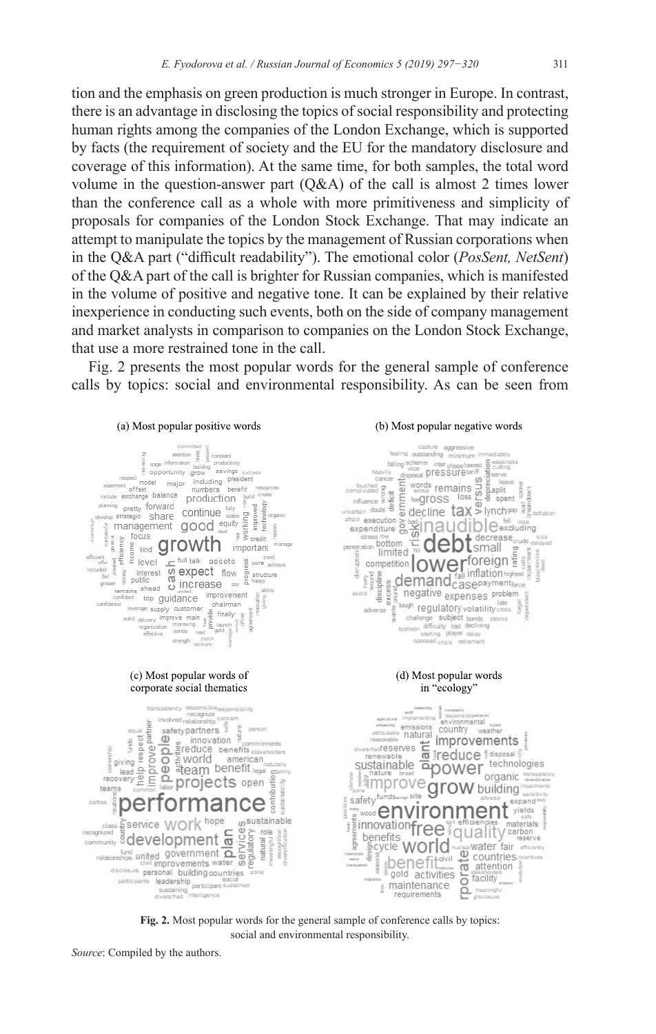tion and the emphasis on green production is much stronger in Europe. In contrast, there is an advantage in disclosing the topics of social responsibility and protecting human rights among the companies of the London Exchange, which is supported by facts (the requirement of society and the EU for the mandatory disclosure and coverage of this information). At the same time, for both samples, the total word volume in the question-answer part (Q&A) of the call is almost 2 times lower than the conference call as a whole with more primitiveness and simplicity of proposals for companies of the London Stock Exchange. That may indicate an attempt to manipulate the topics by the management of Russian corporations when in the Q&A part ("difficult readability"). The emotional color (*PosSent, NetSent*) of the Q&A part of the call is brighter for Russian companies, which is manifested in the volume of positive and negative tone. It can be explained by their relative inexperience in conducting such events, both on the side of company management and market analysts in comparison to companies on the London Stock Exchange, that use a more restrained tone in the call.

Fig. 2 presents the most popular words for the general sample of conference calls by topics: social and environmental responsibility. As can be seen from

(a) Most popular positive words

(b) Most popular negative words

(c) Most popular words of corporate social thematics

(d) Most popular words in "ecology"

**Fig. 2.** Most popular words for the general sample of conference calls by topics: social and environmental responsibility.

*Source*: Compiled by the authors.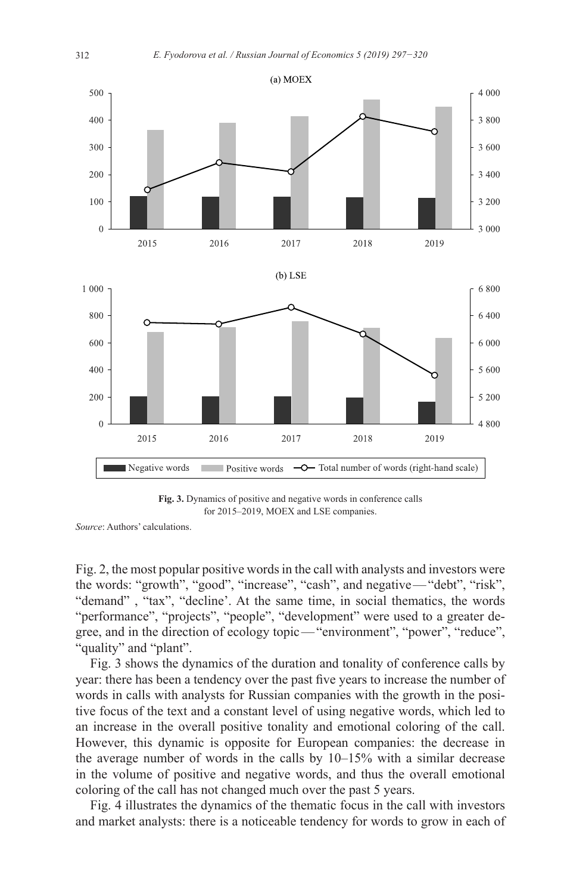**Fig. 3.** Dynamics of positive and negative words in conference calls for 2015–2019, MOEX and LSE companies.

*Source*: Authors' calculations.

Fig. 2, the most popular positive words in the call with analysts and investors were the words: "growth", "good", "increase", "cash", and negative — "debt", "risk", "demand" , "tax", "decline'. At the same time, in social thematics, the words "performance", "projects", "people", "development" were used to a greater degree, and in the direction of ecology topic — "environment", "power", "reduce", "quality" and "plant".

Fig. 3 shows the dynamics of the duration and tonality of conference calls by year: there has been a tendency over the past five years to increase the number of words in calls with analysts for Russian companies with the growth in the positive focus of the text and a constant level of using negative words, which led to an increase in the overall positive tonality and emotional coloring of the call. However, this dynamic is opposite for European companies: the decrease in the average number of words in the calls by 10–15% with a similar decrease in the volume of positive and negative words, and thus the overall emotional coloring of the call has not changed much over the past 5 years.

Fig. 4 illustrates the dynamics of the thematic focus in the call with investors and market analysts: there is a noticeable tendency for words to grow in each of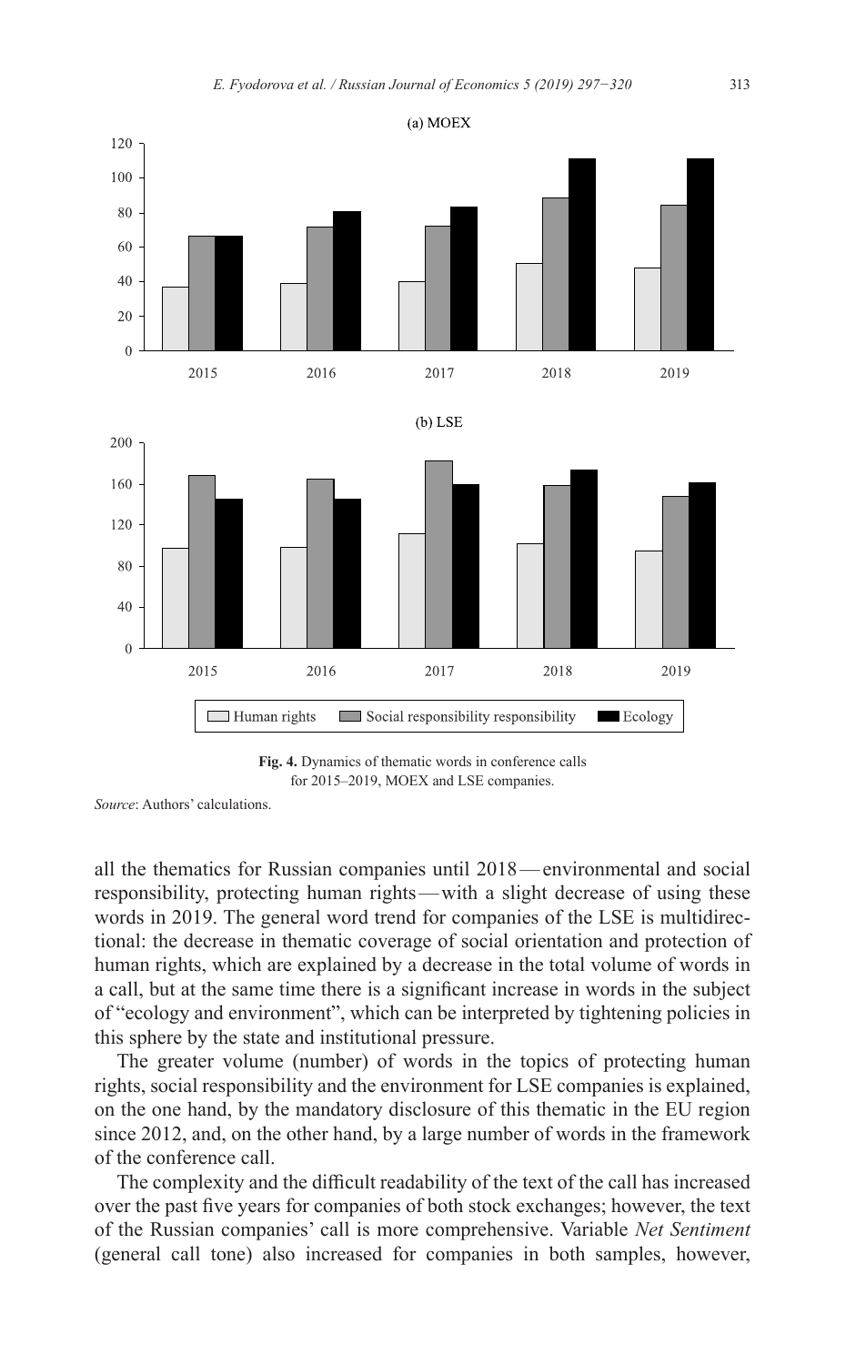**Fig. 4.** Dynamics of thematic words in conference calls for 2015–2019, MOEX and LSE companies.

*Source*: Authors' calculations.

all the thematics for Russian companies until 2018 — environmental and social responsibility, protecting human rights — with a slight decrease of using these words in 2019. The general word trend for companies of the LSE is multidirectional: the decrease in thematic coverage of social orientation and protection of human rights, which are explained by a decrease in the total volume of words in a call, but at the same time there is a significant increase in words in the subject of "ecology and environment", which can be interpreted by tightening policies in this sphere by the state and institutional pressure.

The greater volume (number) of words in the topics of protecting human rights, social responsibility and the environment for LSE companies is explained, on the one hand, by the mandatory disclosure of this thematic in the EU region since 2012, and, on the other hand, by a large number of words in the framework of the conference call.

The complexity and the difficult readability of the text of the call has increased over the past five years for companies of both stock exchanges; however, the text of the Russian companies' call is more comprehensive. Variable *Net Sentiment* (general call tone) also increased for companies in both samples, however,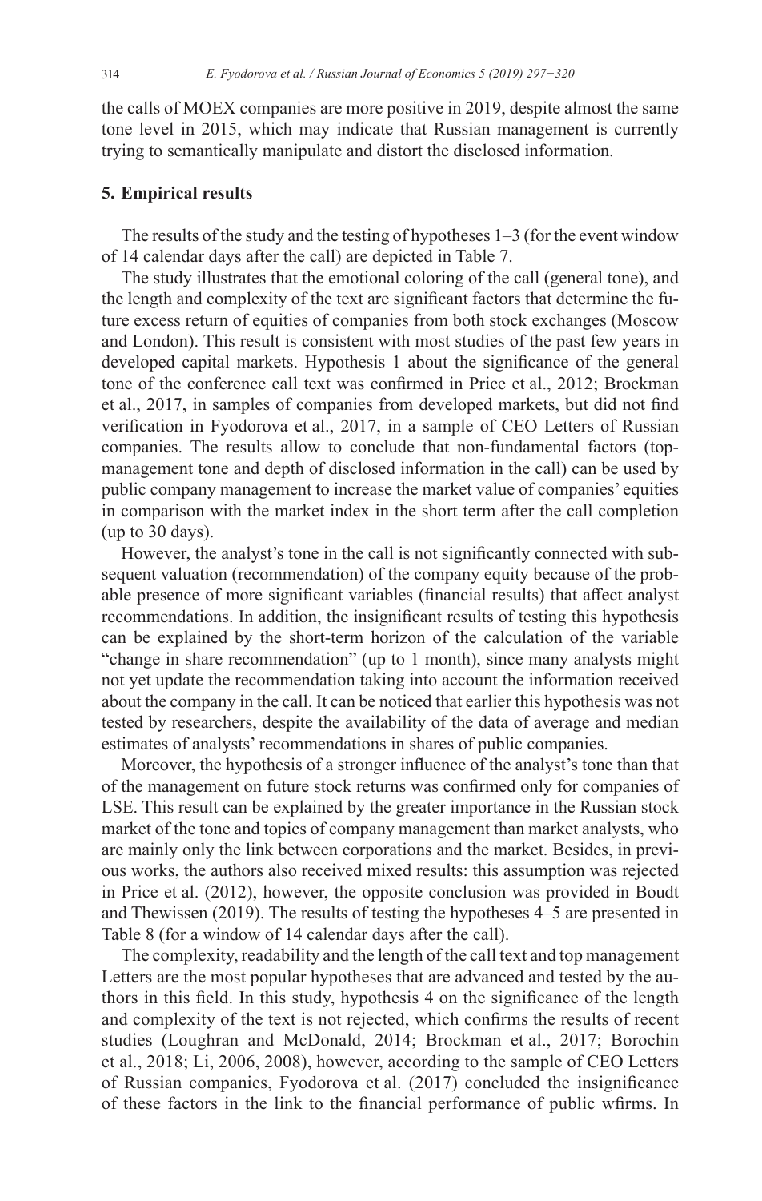the calls of MOEX companies are more positive in 2019, despite almost the same tone level in 2015, which may indicate that Russian management is currently trying to semantically manipulate and distort the disclosed information.

## 5. Empirical results

The results of the study and the testing of hypotheses 1–3 (for the event window of 14 calendar days after the call) are depicted in Table 7.

The study illustrates that the emotional coloring of the call (general tone), and the length and complexity of the text are significant factors that determine the future excess return of equities of companies from both stock exchanges (Moscow and London). This result is consistent with most studies of the past few years in developed capital markets. Hypothesis 1 about the significance of the general tone of the conference call text was confirmed in Price et al., 2012; Brockman et al., 2017, in samples of companies from developed markets, but did not find verification in Fyodorova et al., 2017, in a sample of CEO Letters of Russian companies. The results allow to conclude that non-fundamental factors (top-management tone and depth of disclosed information in the call) can be used by public company management to increase the market value of companies' equities in comparison with the market index in the short term after the call completion (up to 30 days).

However, the analyst's tone in the call is not significantly connected with subsequent valuation (recommendation) of the company equity because of the probable presence of more significant variables (financial results) that affect analyst recommendations. In addition, the insignificant results of testing this hypothesis can be explained by the short-term horizon of the calculation of the variable "change in share recommendation" (up to 1 month), since many analysts might not yet update the recommendation taking into account the information received about the company in the call. It can be noticed that earlier this hypothesis was not tested by researchers, despite the availability of the data of average and median estimates of analysts' recommendations in shares of public companies.

Moreover, the hypothesis of a stronger influence of the analyst's tone than that of the management on future stock returns was confirmed only for companies of LSE. This result can be explained by the greater importance in the Russian stock market of the tone and topics of company management than market analysts, who are mainly only the link between corporations and the market. Besides, in previous works, the authors also received mixed results: this assumption was rejected in Price et al. (2012), however, the opposite conclusion was provided in Boudt and Thewissen (2019). The results of testing the hypotheses 4–5 are presented in Table 8 (for a window of 14 calendar days after the call).

The complexity, readability and the length of the call text and top management Letters are the most popular hypotheses that are advanced and tested by the authors in this field. In this study, hypothesis 4 on the significance of the length and complexity of the text is not rejected, which confirms the results of recent studies (Loughran and McDonald, 2014; Brockman et al., 2017; Borochin et al., 2018; Li, 2006, 2008), however, according to the sample of CEO Letters of Russian companies, Fyodorova et al. (2017) concluded the insignificance of these factors in the link to the financial performance of public wfirms. In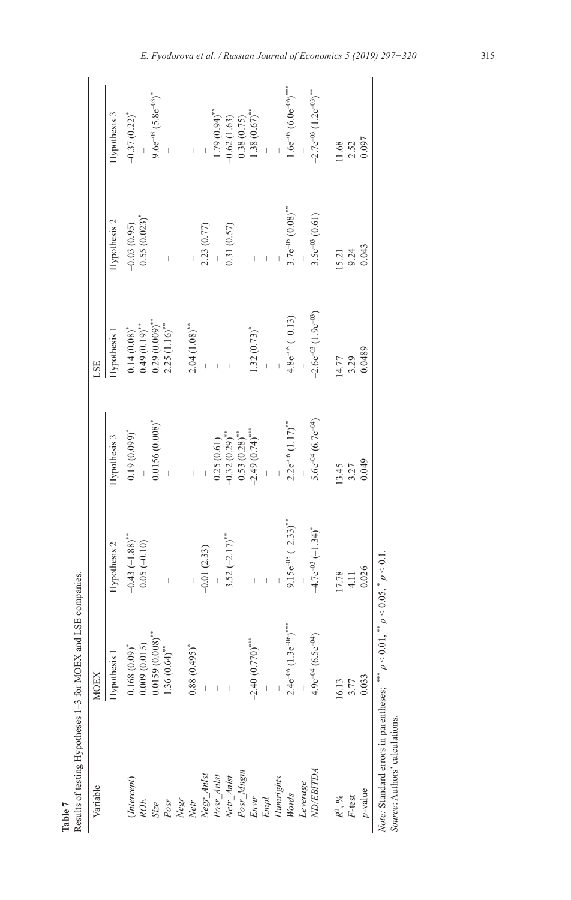**Table 7**

Results of testing Hypotheses 1–3 for MOEX and LSE companies.

| Variable | MOEX | | | LSE | | |
|---|---|---|---|---|---|---|
| | Hypothesis 1 | Hypothesis 2 | Hypothesis 3 | Hypothesis 1 | Hypothesis 2 | Hypothesis 3 |
| *(Intercept)* | 0.168 (0.09)$^{*}$ | −0.43 (−1.88)$^{**}$ | 0.19 (0.099)$^{*}$ | 0.14 (0.08)$^{*}$ | −0.03 (0.95) | −0.37 (0.22)$^{*}$ |
| *ROE* | 0.009 (0.015) | 0.05 (−0.10) | – | 0.49 (0.19)$^{**}$ | 0.55 (0.023)$^{*}$ | – |
| *Size* | 0.0159 (0.008)$^{**}$ | | 0.0156 (0.008)$^{*}$ | 0.29 (0.009)$^{**}$ | | $9.6e^{-03}$ ($5.8e^{-03}$)$^{*}$ |
| *Posr* | 1.36 (0.64)$^{**}$ | – | – | 2.25 (1.16)$^{**}$ | – | – |
| *Negr* | – | – | – | – | – | – |
| *Netr* | 0.88 (0.495)$^{*}$ | – | – | 2.04 (1.08)$^{**}$ | – | – |
| *Negr_Anlst* | – | −0.01 (2.33) | – | – | 2.23 (0.77) | – |
| *Posr_Anlst* | – | – | 0.25 (0.61) | – | – | 1.79 (0.94)$^{**}$ |
| *Netr_Anlst* | – | 3.52 (−2.17)$^{**}$ | −0.32 (0.29)$^{**}$ | – | 0.31 (0.57) | −0.62 (1.63) |
| *Posr_Mngm* | – | – | 0.53 (0.28)$^{**}$ | – | – | 0.38 (0.75) |
| *Envir* | −2.40 (0.770)$^{***}$ | – | −2.49 (0.74)$^{***}$ | 1.32 (0.73)$^{*}$ | – | 1.38 (0.67)$^{**}$ |
| *Empl* | – | – | – | – | – | – |
| *Humrights* | – | – | – | – | – | – |
| *Words* | $2.4e^{-06}$ ($1.3e^{-06}$)$^{***}$ | $9.15e^{-05}$ (−2.33)$^{**}$ | $2.2e^{-06}$ (1.17)$^{**}$ | $4.8e^{-06}$ (−0.13) | $-3.7e^{-05}$ (0.08)$^{**}$ | $-1.6e^{-05}$ ($6.0e^{-06}$)$^{***}$ |
| *Leverage* | – | – | – | – | – | – |
| *ND/EBITDA* | $4.9e^{-04}$ ($6.5e^{-04}$) | $-4.7e^{-03}$ (−1.34)$^{*}$ | $5.6e^{-04}$ ($6.7e^{-04}$) | $-2.6e^{-03}$ ($1.9e^{-03}$) | $3.5e^{-03}$ (0.61) | $-2.7e^{-03}$ ($1.2e^{-03}$)$^{**}$ |
| $R^2$, % | 16.13 | 17.78 | 13.45 | 14.77 | 15.21 | 11.68 |
| $F$-test | 3.77 | 4.11 | 3.27 | 3.29 | 9.24 | 2.52 |
| $p$-value | 0.033 | 0.026 | 0.049 | 0.0489 | 0.043 | 0.097 |

*Note*: Standard errors in parentheses; $^{***}$ $p < 0.01$, $^{**}$ $p < 0.05$, $^{*}$ $p < 0.1$.

*Source*: Authors' calculations.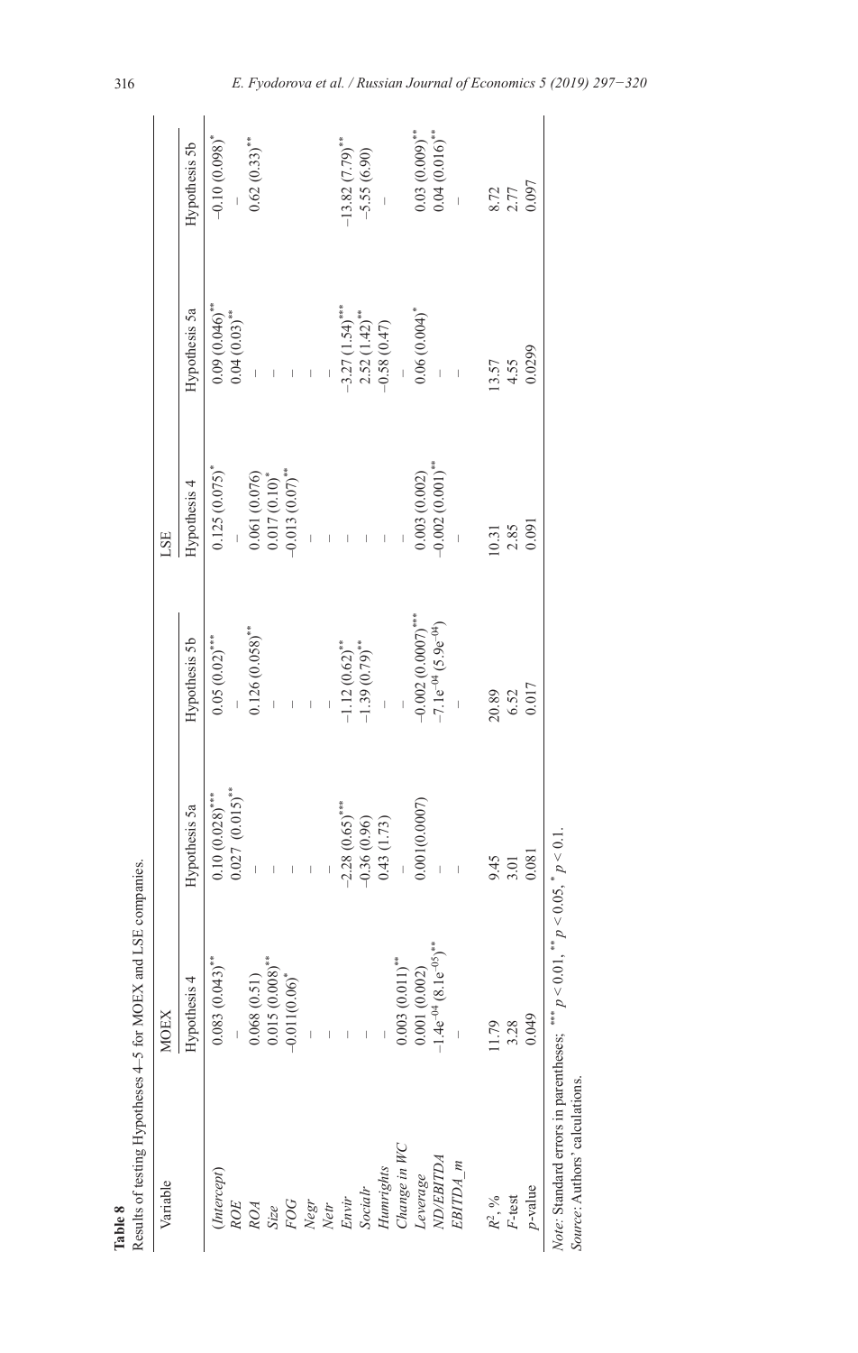**Table 8**

Results of testing Hypotheses 4–5 for MOEX and LSE companies.

| Variable | MOEX | | | LSE | | |
|---|---|---|---|---|---|---|
| | Hypothesis 4 | Hypothesis 5a | Hypothesis 5b | Hypothesis 4 | Hypothesis 5a | Hypothesis 5b |
| *(Intercept)* | $0.083\ (0.043)^{**}$ | $0.10\ (0.028)^{***}$ | $0.05\ (0.02)^{***}$ | $0.125\ (0.075)^{*}$ | $0.09\ (0.046)^{**}$ | $-0.10\ (0.098)^{*}$ |
| *ROE* | – | $0.027\ (0.015)^{**}$ | – | – | $0.04\ (0.03)^{**}$ | – |
| *ROA* | 0.068 (0.51) | – | $0.126\ (0.058)^{**}$ | 0.061 (0.076) | – | $0.62\ (0.33)^{**}$ |
| *Size* | $0.015\ (0.008)^{**}$ | – | – | $0.017\ (0.10)^{*}$ | – | |
| *FOG* | $-0.011 (0.06)^{*}$ | – | – | $-0.013\ (0.07)^{**}$ | – | |
| *Negr* | – | – | – | – | – | |
| *Netr* | – | – | – | – | – | |
| *Envir* | – | $-2.28\ (0.65)^{***}$ | $-1.12\ (0.62)^{**}$ | – | $-3.27\ (1.54)^{***}$ | $-13.82\ (7.79)^{**}$ |
| *Socialr* | – | $-0.36$ (0.96) | $-1.39\ (0.79)^{**}$ | – | $2.52\ (1.42)^{**}$ | $-5.55$ (6.90) |
| *Humrights* | – | 0.43 (1.73) | – | – | $-0.58$ (0.47) | – |
| *Change in WC* | $0.003\ (0.011)^{**}$ | – | – | – | – | |
| *Leverage* | 0.001 (0.002) | 0.001(0.0007) | $-0.002\ (0.0007)^{***}$ | 0.003 (0.002) | $0.06\ (0.004)^{*}$ | $0.03\ (0.009)^{**}$ |
| *ND/EBITDA* | $-1.4e^{-04}\ (8.1e^{-05})^{**}$ | – | $-7.1e^{-04}\ (5.9e^{-04})$ | $-0.002\ (0.001)^{**}$ | – | $0.04\ (0.016)^{**}$ |
| *EBITDA_m* | – | – | – | – | – | – |
| $R^2$, % | 11.79 | 9.45 | 20.89 | 10.31 | 13.57 | 8.72 |
| *F*-test | 3.28 | 3.01 | 6.52 | 2.85 | 4.55 | 2.77 |
| *p*-value | 0.049 | 0.081 | 0.017 | 0.091 | 0.0299 | 0.097 |

*Note:* Standard errors in parentheses; $^{***}\ p < 0.01$, $^{**}\ p < 0.05$, $^{*}\ p < 0.1$.
*Source:* Authors' calculations.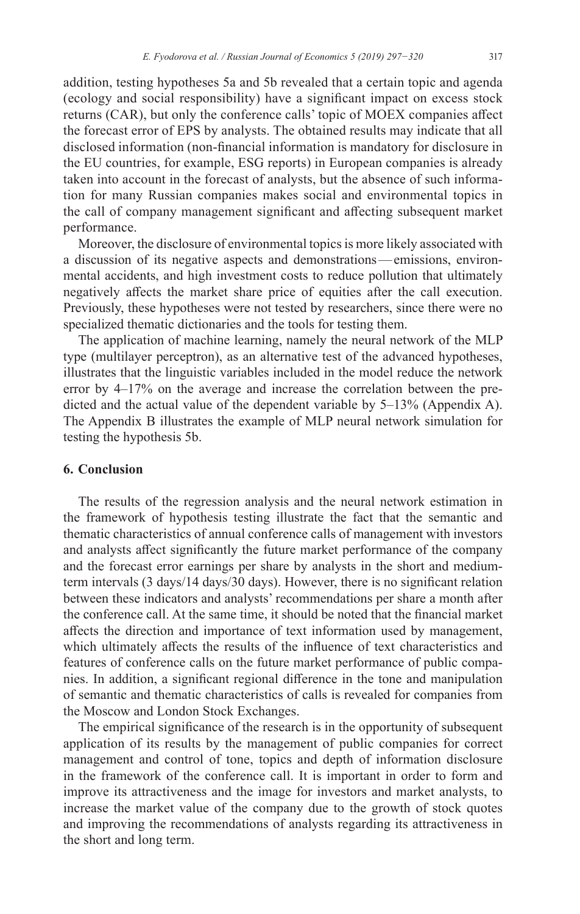addition, testing hypotheses 5a and 5b revealed that a certain topic and agenda (ecology and social responsibility) have a significant impact on excess stock returns (CAR), but only the conference calls' topic of MOEX companies affect the forecast error of EPS by analysts. The obtained results may indicate that all disclosed information (non-financial information is mandatory for disclosure in the EU countries, for example, ESG reports) in European companies is already taken into account in the forecast of analysts, but the absence of such information for many Russian companies makes social and environmental topics in the call of company management significant and affecting subsequent market performance.

Moreover, the disclosure of environmental topics is more likely associated with a discussion of its negative aspects and demonstrations — emissions, environmental accidents, and high investment costs to reduce pollution that ultimately negatively affects the market share price of equities after the call execution. Previously, these hypotheses were not tested by researchers, since there were no specialized thematic dictionaries and the tools for testing them.

The application of machine learning, namely the neural network of the MLP type (multilayer perceptron), as an alternative test of the advanced hypotheses, illustrates that the linguistic variables included in the model reduce the network error by 4–17% on the average and increase the correlation between the predicted and the actual value of the dependent variable by 5–13% (Appendix A). The Appendix B illustrates the example of MLP neural network simulation for testing the hypothesis 5b.

## 6. Conclusion

The results of the regression analysis and the neural network estimation in the framework of hypothesis testing illustrate the fact that the semantic and thematic characteristics of annual conference calls of management with investors and analysts affect significantly the future market performance of the company and the forecast error earnings per share by analysts in the short and medium-term intervals (3 days/14 days/30 days). However, there is no significant relation between these indicators and analysts' recommendations per share a month after the conference call. At the same time, it should be noted that the financial market affects the direction and importance of text information used by management, which ultimately affects the results of the influence of text characteristics and features of conference calls on the future market performance of public companies. In addition, a significant regional difference in the tone and manipulation of semantic and thematic characteristics of calls is revealed for companies from the Moscow and London Stock Exchanges.

The empirical significance of the research is in the opportunity of subsequent application of its results by the management of public companies for correct management and control of tone, topics and depth of information disclosure in the framework of the conference call. It is important in order to form and improve its attractiveness and the image for investors and market analysts, to increase the market value of the company due to the growth of stock quotes and improving the recommendations of analysts regarding its attractiveness in the short and long term.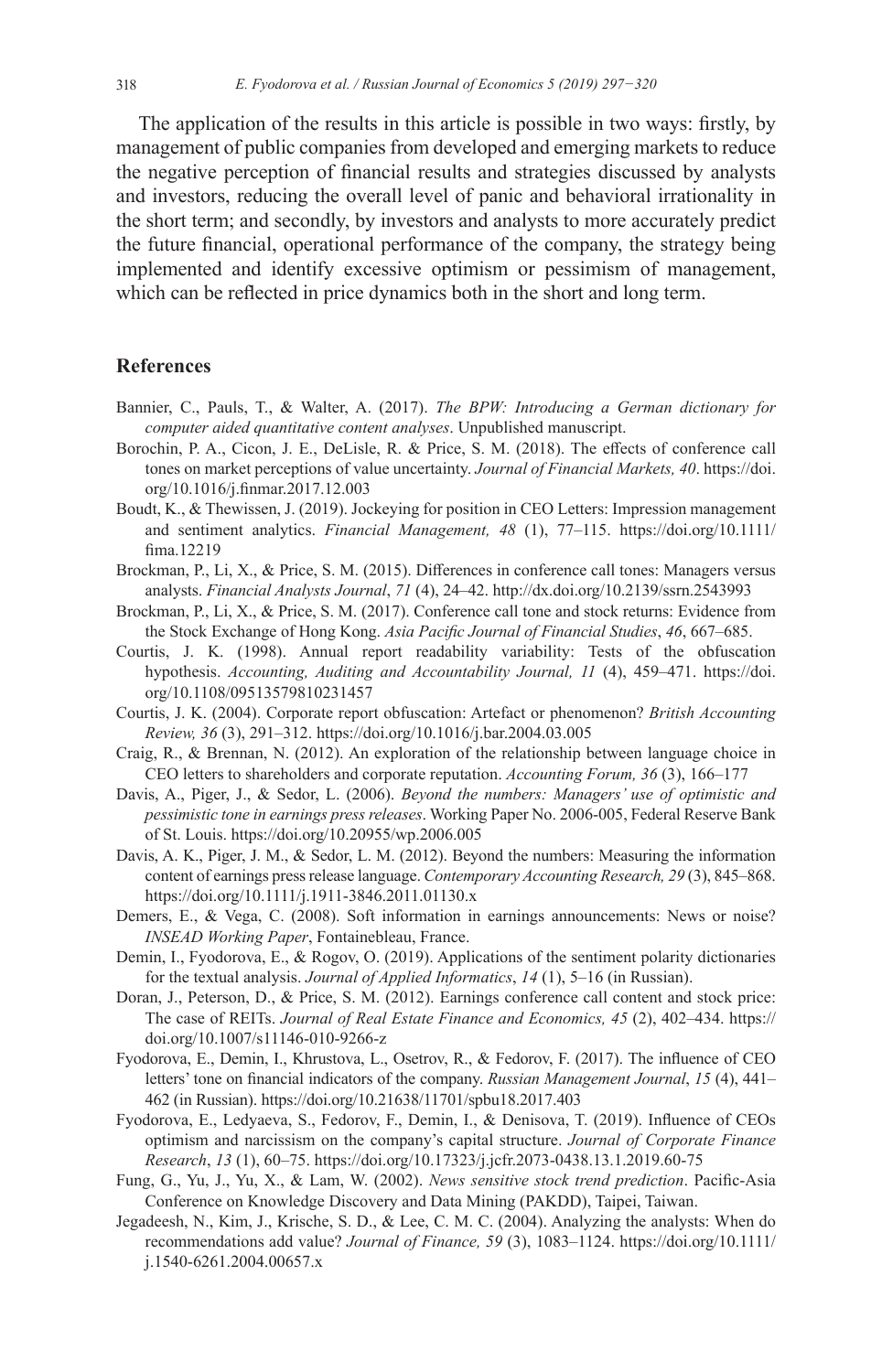The application of the results in this article is possible in two ways: firstly, by management of public companies from developed and emerging markets to reduce the negative perception of financial results and strategies discussed by analysts and investors, reducing the overall level of panic and behavioral irrationality in the short term; and secondly, by investors and analysts to more accurately predict the future financial, operational performance of the company, the strategy being implemented and identify excessive optimism or pessimism of management, which can be reflected in price dynamics both in the short and long term.

## References

Bannier, C., Pauls, T., & Walter, A. (2017). *The BPW: Introducing a German dictionary for computer aided quantitative content analyses*. Unpublished manuscript.

Borochin, P. A., Cicon, J. E., DeLisle, R. & Price, S. M. (2018). The effects of conference call tones on market perceptions of value uncertainty. *Journal of Financial Markets, 40*. https://doi.org/10.1016/j.finmar.2017.12.003

Boudt, K., & Thewissen, J. (2019). Jockeying for position in CEO Letters: Impression management and sentiment analytics. *Financial Management, 48* (1), 77–115. https://doi.org/10.1111/fima.12219

Brockman, P., Li, X., & Price, S. M. (2015). Differences in conference call tones: Managers versus analysts. *Financial Analysts Journal*, *71* (4), 24–42. http://dx.doi.org/10.2139/ssrn.2543993

Brockman, P., Li, X., & Price, S. M. (2017). Conference call tone and stock returns: Evidence from the Stock Exchange of Hong Kong. *Asia Pacific Journal of Financial Studies*, *46*, 667–685.

Courtis, J. K. (1998). Annual report readability variability: Tests of the obfuscation hypothesis. *Accounting, Auditing and Accountability Journal, 11* (4), 459–471. https://doi.org/10.1108/09513579810231457

Courtis, J. K. (2004). Corporate report obfuscation: Artefact or phenomenon? *British Accounting Review, 36* (3), 291–312. https://doi.org/10.1016/j.bar.2004.03.005

Craig, R., & Brennan, N. (2012). An exploration of the relationship between language choice in CEO letters to shareholders and corporate reputation. *Accounting Forum, 36* (3), 166–177

Davis, A., Piger, J., & Sedor, L. (2006). *Beyond the numbers: Managers' use of optimistic and pessimistic tone in earnings press releases*. Working Paper No. 2006-005, Federal Reserve Bank of St. Louis. https://doi.org/10.20955/wp.2006.005

Davis, A. K., Piger, J. M., & Sedor, L. M. (2012). Beyond the numbers: Measuring the information content of earnings press release language. *Contemporary Accounting Research, 29* (3), 845–868. https://doi.org/10.1111/j.1911-3846.2011.01130.x

Demers, E., & Vega, C. (2008). Soft information in earnings announcements: News or noise? *INSEAD Working Paper*, Fontainebleau, France.

Demin, I., Fyodorova, E., & Rogov, O. (2019). Applications of the sentiment polarity dictionaries for the textual analysis. *Journal of Applied Informatics*, *14* (1), 5–16 (in Russian).

Doran, J., Peterson, D., & Price, S. M. (2012). Earnings conference call content and stock price: The case of REITs. *Journal of Real Estate Finance and Economics, 45* (2), 402–434. https://doi.org/10.1007/s11146-010-9266-z

Fyodorova, E., Demin, I., Khrustova, L., Osetrov, R., & Fedorov, F. (2017). The influence of CEO letters' tone on financial indicators of the company. *Russian Management Journal*, *15* (4), 441–462 (in Russian). https://doi.org/10.21638/11701/spbu18.2017.403

Fyodorova, E., Ledyaeva, S., Fedorov, F., Demin, I., & Denisova, T. (2019). Influence of CEOs optimism and narcissism on the company's capital structure. *Journal of Corporate Finance Research*, *13* (1), 60–75. https://doi.org/10.17323/j.jcfr.2073-0438.13.1.2019.60-75

Fung, G., Yu, J., Yu, X., & Lam, W. (2002). *News sensitive stock trend prediction*. Pacific-Asia Conference on Knowledge Discovery and Data Mining (PAKDD), Taipei, Taiwan.

Jegadeesh, N., Kim, J., Krische, S. D., & Lee, C. M. C. (2004). Analyzing the analysts: When do recommendations add value? *Journal of Finance, 59* (3), 1083–1124. https://doi.org/10.1111/j.1540-6261.2004.00657.x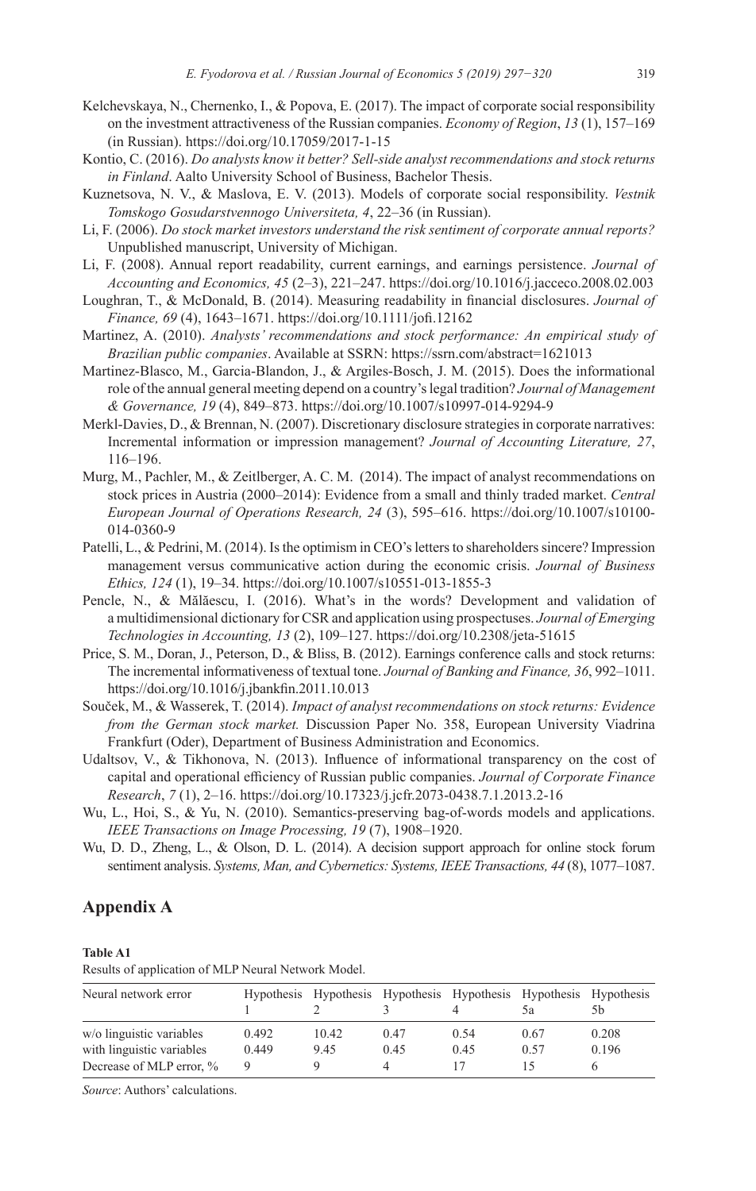Kelchevskaya, N., Chernenko, I., & Popova, E. (2017). The impact of corporate social responsibility on the investment attractiveness of the Russian companies. *Economy of Region*, *13* (1), 157–169 (in Russian). https://doi.org/10.17059/2017-1-15

Kontio, C. (2016). *Do analysts know it better? Sell-side analyst recommendations and stock returns in Finland*. Aalto University School of Business, Bachelor Thesis.

Kuznetsova, N. V., & Maslova, E. V. (2013). Models of corporate social responsibility. *Vestnik Tomskogo Gosudarstvennogo Universiteta, 4*, 22–36 (in Russian).

Li, F. (2006). *Do stock market investors understand the risk sentiment of corporate annual reports?* Unpublished manuscript, University of Michigan.

Li, F. (2008). Annual report readability, current earnings, and earnings persistence. *Journal of Accounting and Economics, 45* (2–3), 221–247. https://doi.org/10.1016/j.jacceco.2008.02.003

Loughran, T., & McDonald, B. (2014). Measuring readability in financial disclosures. *Journal of Finance, 69* (4), 1643–1671. https://doi.org/10.1111/jofi.12162

Martinez, A. (2010). *Analysts' recommendations and stock performance: An empirical study of Brazilian public companies*. Available at SSRN: https://ssrn.com/abstract=1621013

Martinez-Blasco, M., Garcia-Blandon, J., & Argiles-Bosch, J. M. (2015). Does the informational role of the annual general meeting depend on a country's legal tradition? *Journal of Management & Governance, 19* (4), 849–873. https://doi.org/10.1007/s10997-014-9294-9

Merkl-Davies, D., & Brennan, N. (2007). Discretionary disclosure strategies in corporate narratives: Incremental information or impression management? *Journal of Accounting Literature, 27*, 116–196.

Murg, M., Pachler, M., & Zeitlberger, A. C. M. (2014). The impact of analyst recommendations on stock prices in Austria (2000–2014): Evidence from a small and thinly traded market. *Central European Journal of Operations Research, 24* (3), 595–616. https://doi.org/10.1007/s10100-014-0360-9

Patelli, L., & Pedrini, M. (2014). Is the optimism in CEO's letters to shareholders sincere? Impression management versus communicative action during the economic crisis. *Journal of Business Ethics, 124* (1), 19–34. https://doi.org/10.1007/s10551-013-1855-3

Pencle, N., & Mălăescu, I. (2016). What's in the words? Development and validation of a multidimensional dictionary for CSR and application using prospectuses. *Journal of Emerging Technologies in Accounting, 13* (2), 109–127. https://doi.org/10.2308/jeta-51615

Price, S. M., Doran, J., Peterson, D., & Bliss, B. (2012). Earnings conference calls and stock returns: The incremental informativeness of textual tone. *Journal of Banking and Finance, 36*, 992–1011. https://doi.org/10.1016/j.jbankfin.2011.10.013

Souček, M., & Wasserek, T. (2014). *Impact of analyst recommendations on stock returns: Evidence from the German stock market.* Discussion Paper No. 358, European University Viadrina Frankfurt (Oder), Department of Business Administration and Economics.

Udaltsov, V., & Tikhonova, N. (2013). Influence of informational transparency on the cost of capital and operational efficiency of Russian public companies. *Journal of Corporate Finance Research*, *7* (1), 2–16. https://doi.org/10.17323/j.jcfr.2073-0438.7.1.2013.2-16

Wu, L., Hoi, S., & Yu, N. (2010). Semantics-preserving bag-of-words models and applications. *IEEE Transactions on Image Processing, 19* (7), 1908–1920.

Wu, D. D., Zheng, L., & Olson, D. L. (2014). A decision support approach for online stock forum sentiment analysis. *Systems, Man, and Cybernetics: Systems, IEEE Transactions, 44* (8), 1077–1087.

## Appendix A

**Table A1**

Results of application of MLP Neural Network Model.

| Neural network error | Hypothesis 1 | Hypothesis 2 | Hypothesis 3 | Hypothesis 4 | Hypothesis 5a | Hypothesis 5b |
|---|---|---|---|---|---|---|
| w/o linguistic variables | 0.492 | 10.42 | 0.47 | 0.54 | 0.67 | 0.208 |
| with linguistic variables | 0.449 | 9.45 | 0.45 | 0.45 | 0.57 | 0.196 |
| Decrease of MLP error, % | 9 | 9 | 4 | 17 | 15 | 6 |

*Source*: Authors' calculations.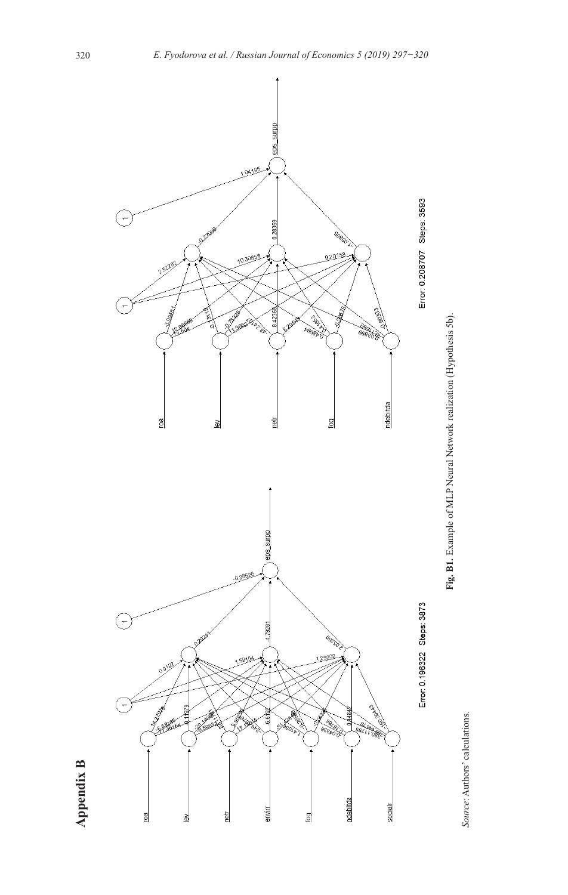# Appendix B

Error: 0.196322 Steps: 3873

roa
lev
netr
envirr
fog
ndebitda
socialr
eps_surpp

Error: 0.208707 Steps: 3593

roa
lev
netr
fog
ndebitda
eps_surpp

**Fig. B1.** Example of MLP Neural Network realization (Hypothesis 5b).

*Source*: Authors' calculations.